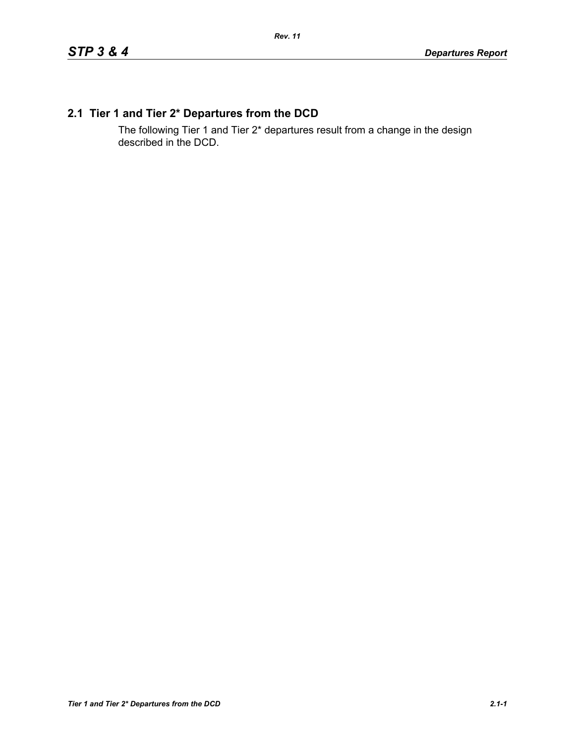## 2.1 Tier 1 and Tier 2* Departures from the DCD

The following Tier 1 and Tier 2* departures result from a change in the design described in the DCD.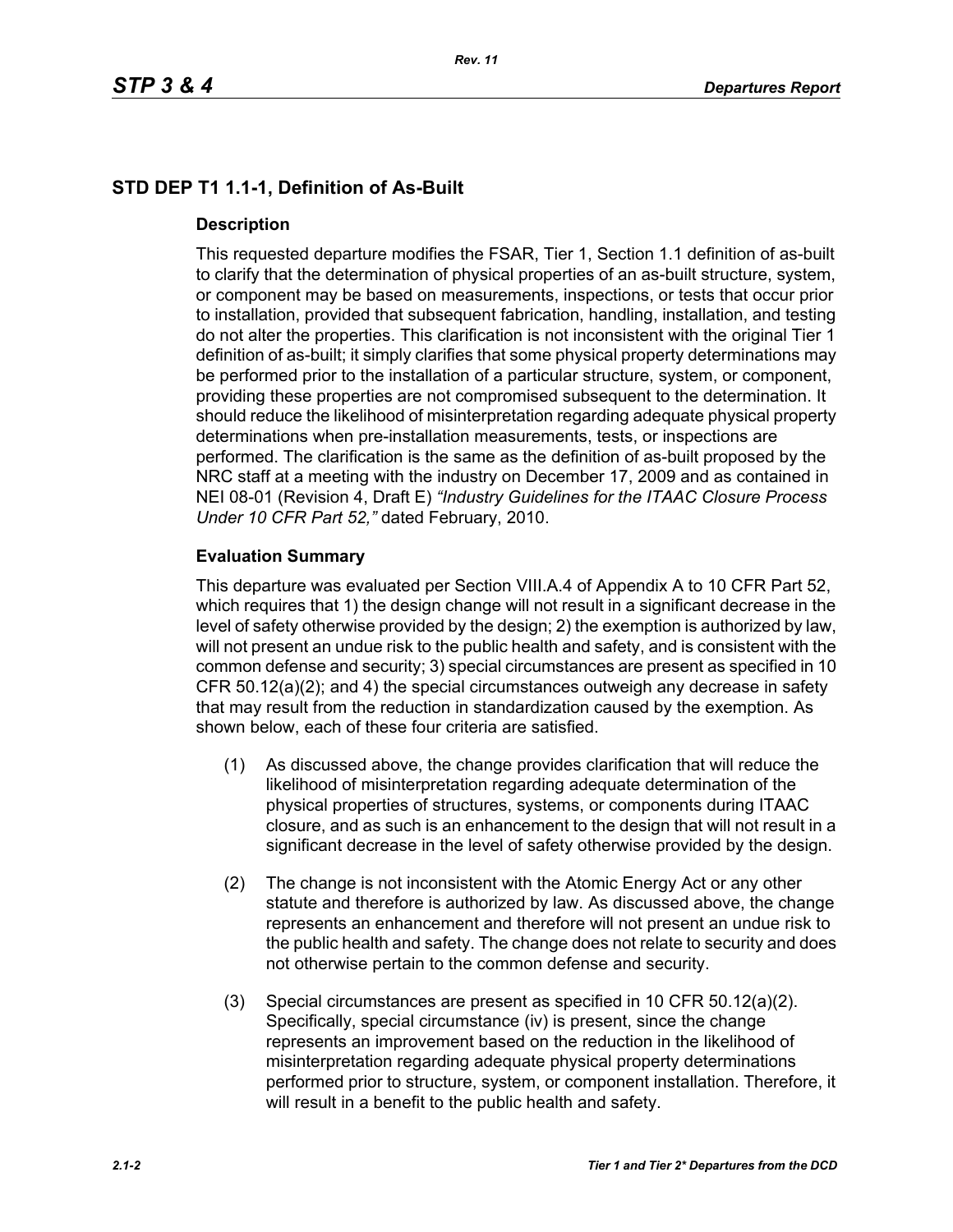## STD DEP T1 1.1-1, Definition of As-Built

### Description

This requested departure modifies the FSAR, Tier 1, Section 1.1 definition of as-built to clarify that the determination of physical properties of an as-built structure, system, or component may be based on measurements, inspections, or tests that occur prior to installation, provided that subsequent fabrication, handling, installation, and testing do not alter the properties. This clarification is not inconsistent with the original Tier 1 definition of as-built; it simply clarifies that some physical property determinations may be performed prior to the installation of a particular structure, system, or component, providing these properties are not compromised subsequent to the determination. It should reduce the likelihood of misinterpretation regarding adequate physical property determinations when pre-installation measurements, tests, or inspections are performed. The clarification is the same as the definition of as-built proposed by the NRC staff at a meeting with the industry on December 17, 2009 and as contained in NEI 08-01 (Revision 4, Draft E) *"Industry Guidelines for the ITAAC Closure Process Under 10 CFR Part 52,"* dated February, 2010.

### Evaluation Summary

This departure was evaluated per Section VIII.A.4 of Appendix A to 10 CFR Part 52, which requires that 1) the design change will not result in a significant decrease in the level of safety otherwise provided by the design; 2) the exemption is authorized by law, will not present an undue risk to the public health and safety, and is consistent with the common defense and security; 3) special circumstances are present as specified in 10 CFR 50.12(a)(2); and 4) the special circumstances outweigh any decrease in safety that may result from the reduction in standardization caused by the exemption. As shown below, each of these four criteria are satisfied.

(1) As discussed above, the change provides clarification that will reduce the likelihood of misinterpretation regarding adequate determination of the physical properties of structures, systems, or components during ITAAC closure, and as such is an enhancement to the design that will not result in a significant decrease in the level of safety otherwise provided by the design.

(2) The change is not inconsistent with the Atomic Energy Act or any other statute and therefore is authorized by law. As discussed above, the change represents an enhancement and therefore will not present an undue risk to the public health and safety. The change does not relate to security and does not otherwise pertain to the common defense and security.

(3) Special circumstances are present as specified in 10 CFR 50.12(a)(2). Specifically, special circumstance (iv) is present, since the change represents an improvement based on the reduction in the likelihood of misinterpretation regarding adequate physical property determinations performed prior to structure, system, or component installation. Therefore, it will result in a benefit to the public health and safety.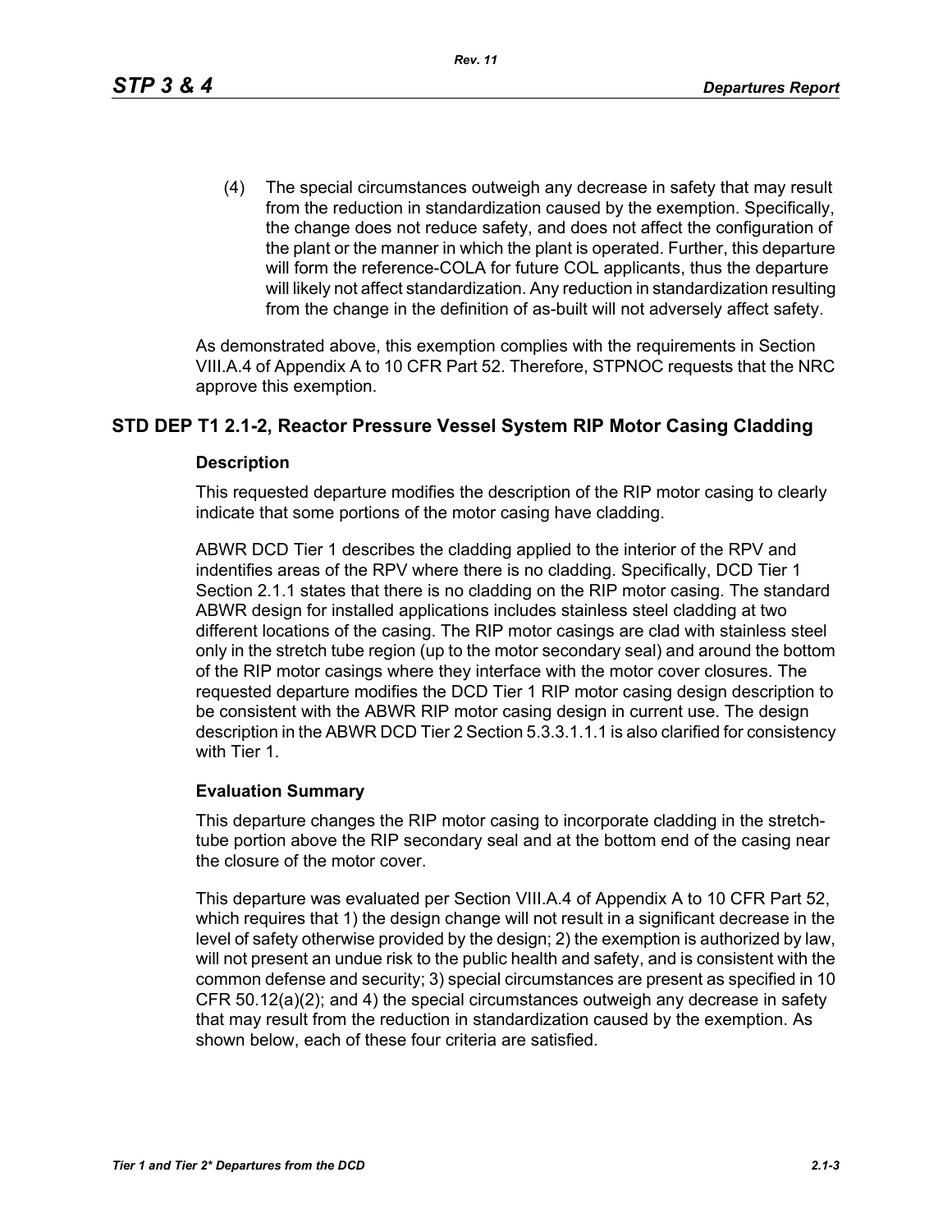(4) The special circumstances outweigh any decrease in safety that may result from the reduction in standardization caused by the exemption. Specifically, the change does not reduce safety, and does not affect the configuration of the plant or the manner in which the plant is operated. Further, this departure will form the reference-COLA for future COL applicants, thus the departure will likely not affect standardization. Any reduction in standardization resulting from the change in the definition of as-built will not adversely affect safety.

As demonstrated above, this exemption complies with the requirements in Section VIII.A.4 of Appendix A to 10 CFR Part 52. Therefore, STPNOC requests that the NRC approve this exemption.

## STD DEP T1 2.1-2, Reactor Pressure Vessel System RIP Motor Casing Cladding

### Description

This requested departure modifies the description of the RIP motor casing to clearly indicate that some portions of the motor casing have cladding.

ABWR DCD Tier 1 describes the cladding applied to the interior of the RPV and indentifies areas of the RPV where there is no cladding. Specifically, DCD Tier 1 Section 2.1.1 states that there is no cladding on the RIP motor casing. The standard ABWR design for installed applications includes stainless steel cladding at two different locations of the casing. The RIP motor casings are clad with stainless steel only in the stretch tube region (up to the motor secondary seal) and around the bottom of the RIP motor casings where they interface with the motor cover closures. The requested departure modifies the DCD Tier 1 RIP motor casing design description to be consistent with the ABWR RIP motor casing design in current use. The design description in the ABWR DCD Tier 2 Section 5.3.3.1.1.1 is also clarified for consistency with Tier 1.

### Evaluation Summary

This departure changes the RIP motor casing to incorporate cladding in the stretch-tube portion above the RIP secondary seal and at the bottom end of the casing near the closure of the motor cover.

This departure was evaluated per Section VIII.A.4 of Appendix A to 10 CFR Part 52, which requires that 1) the design change will not result in a significant decrease in the level of safety otherwise provided by the design; 2) the exemption is authorized by law, will not present an undue risk to the public health and safety, and is consistent with the common defense and security; 3) special circumstances are present as specified in 10 CFR 50.12(a)(2); and 4) the special circumstances outweigh any decrease in safety that may result from the reduction in standardization caused by the exemption. As shown below, each of these four criteria are satisfied.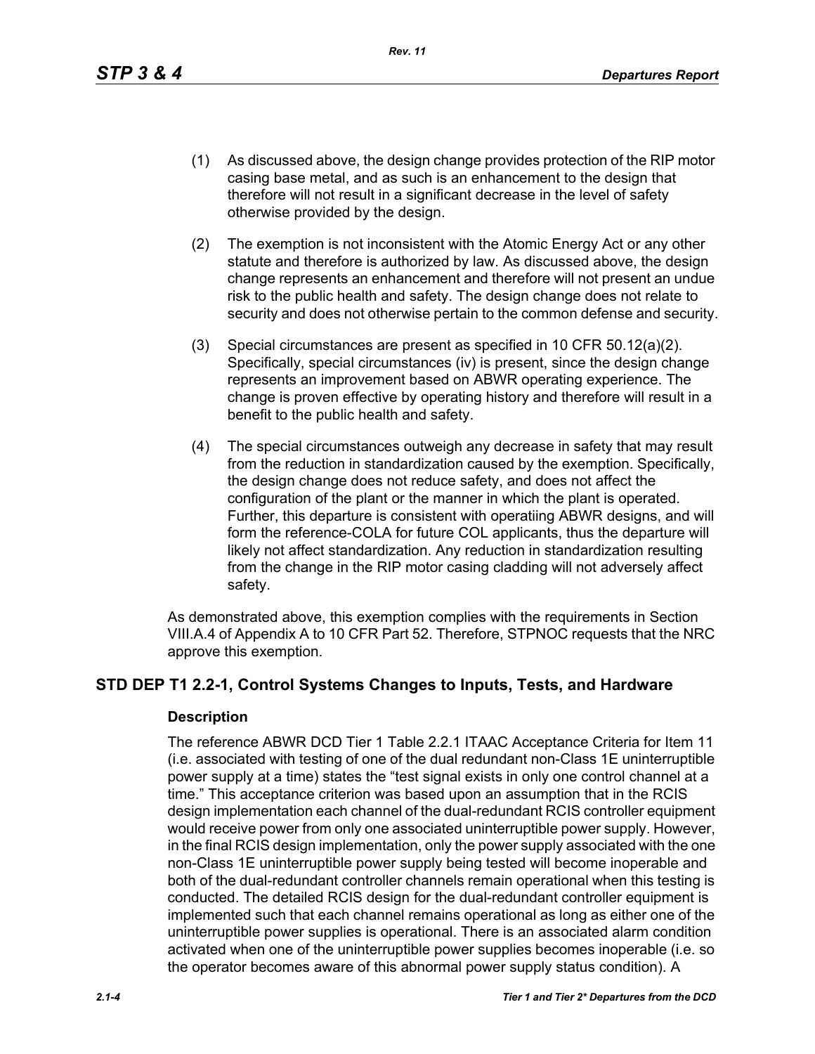(1) As discussed above, the design change provides protection of the RIP motor casing base metal, and as such is an enhancement to the design that therefore will not result in a significant decrease in the level of safety otherwise provided by the design.

(2) The exemption is not inconsistent with the Atomic Energy Act or any other statute and therefore is authorized by law. As discussed above, the design change represents an enhancement and therefore will not present an undue risk to the public health and safety. The design change does not relate to security and does not otherwise pertain to the common defense and security.

(3) Special circumstances are present as specified in 10 CFR 50.12(a)(2). Specifically, special circumstances (iv) is present, since the design change represents an improvement based on ABWR operating experience. The change is proven effective by operating history and therefore will result in a benefit to the public health and safety.

(4) The special circumstances outweigh any decrease in safety that may result from the reduction in standardization caused by the exemption. Specifically, the design change does not reduce safety, and does not affect the configuration of the plant or the manner in which the plant is operated. Further, this departure is consistent with operatiing ABWR designs, and will form the reference-COLA for future COL applicants, thus the departure will likely not affect standardization. Any reduction in standardization resulting from the change in the RIP motor casing cladding will not adversely affect safety.

As demonstrated above, this exemption complies with the requirements in Section VIII.A.4 of Appendix A to 10 CFR Part 52. Therefore, STPNOC requests that the NRC approve this exemption.

## STD DEP T1 2.2-1, Control Systems Changes to Inputs, Tests, and Hardware

### Description

The reference ABWR DCD Tier 1 Table 2.2.1 ITAAC Acceptance Criteria for Item 11 (i.e. associated with testing of one of the dual redundant non-Class 1E uninterruptible power supply at a time) states the "test signal exists in only one control channel at a time." This acceptance criterion was based upon an assumption that in the RCIS design implementation each channel of the dual-redundant RCIS controller equipment would receive power from only one associated uninterruptible power supply. However, in the final RCIS design implementation, only the power supply associated with the one non-Class 1E uninterruptible power supply being tested will become inoperable and both of the dual-redundant controller channels remain operational when this testing is conducted. The detailed RCIS design for the dual-redundant controller equipment is implemented such that each channel remains operational as long as either one of the uninterruptible power supplies is operational. There is an associated alarm condition activated when one of the uninterruptible power supplies becomes inoperable (i.e. so the operator becomes aware of this abnormal power supply status condition). A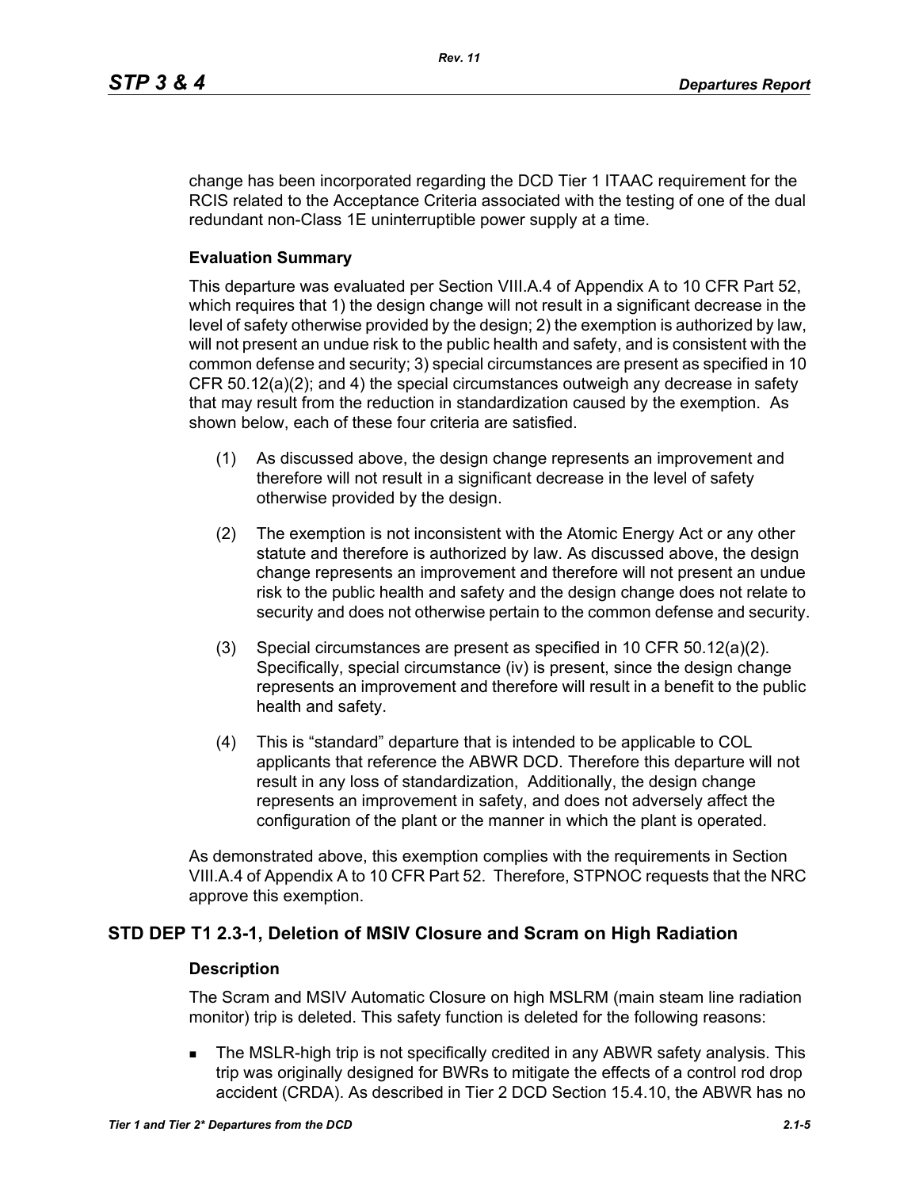change has been incorporated regarding the DCD Tier 1 ITAAC requirement for the RCIS related to the Acceptance Criteria associated with the testing of one of the dual redundant non-Class 1E uninterruptible power supply at a time.

### Evaluation Summary

This departure was evaluated per Section VIII.A.4 of Appendix A to 10 CFR Part 52, which requires that 1) the design change will not result in a significant decrease in the level of safety otherwise provided by the design; 2) the exemption is authorized by law, will not present an undue risk to the public health and safety, and is consistent with the common defense and security; 3) special circumstances are present as specified in 10 CFR 50.12(a)(2); and 4) the special circumstances outweigh any decrease in safety that may result from the reduction in standardization caused by the exemption. As shown below, each of these four criteria are satisfied.

(1) As discussed above, the design change represents an improvement and therefore will not result in a significant decrease in the level of safety otherwise provided by the design.

(2) The exemption is not inconsistent with the Atomic Energy Act or any other statute and therefore is authorized by law. As discussed above, the design change represents an improvement and therefore will not present an undue risk to the public health and safety and the design change does not relate to security and does not otherwise pertain to the common defense and security.

(3) Special circumstances are present as specified in 10 CFR 50.12(a)(2). Specifically, special circumstance (iv) is present, since the design change represents an improvement and therefore will result in a benefit to the public health and safety.

(4) This is "standard" departure that is intended to be applicable to COL applicants that reference the ABWR DCD. Therefore this departure will not result in any loss of standardization, Additionally, the design change represents an improvement in safety, and does not adversely affect the configuration of the plant or the manner in which the plant is operated.

As demonstrated above, this exemption complies with the requirements in Section VIII.A.4 of Appendix A to 10 CFR Part 52. Therefore, STPNOC requests that the NRC approve this exemption.

## STD DEP T1 2.3-1, Deletion of MSIV Closure and Scram on High Radiation

### Description

The Scram and MSIV Automatic Closure on high MSLRM (main steam line radiation monitor) trip is deleted. This safety function is deleted for the following reasons:

- The MSLR-high trip is not specifically credited in any ABWR safety analysis. This trip was originally designed for BWRs to mitigate the effects of a control rod drop accident (CRDA). As described in Tier 2 DCD Section 15.4.10, the ABWR has no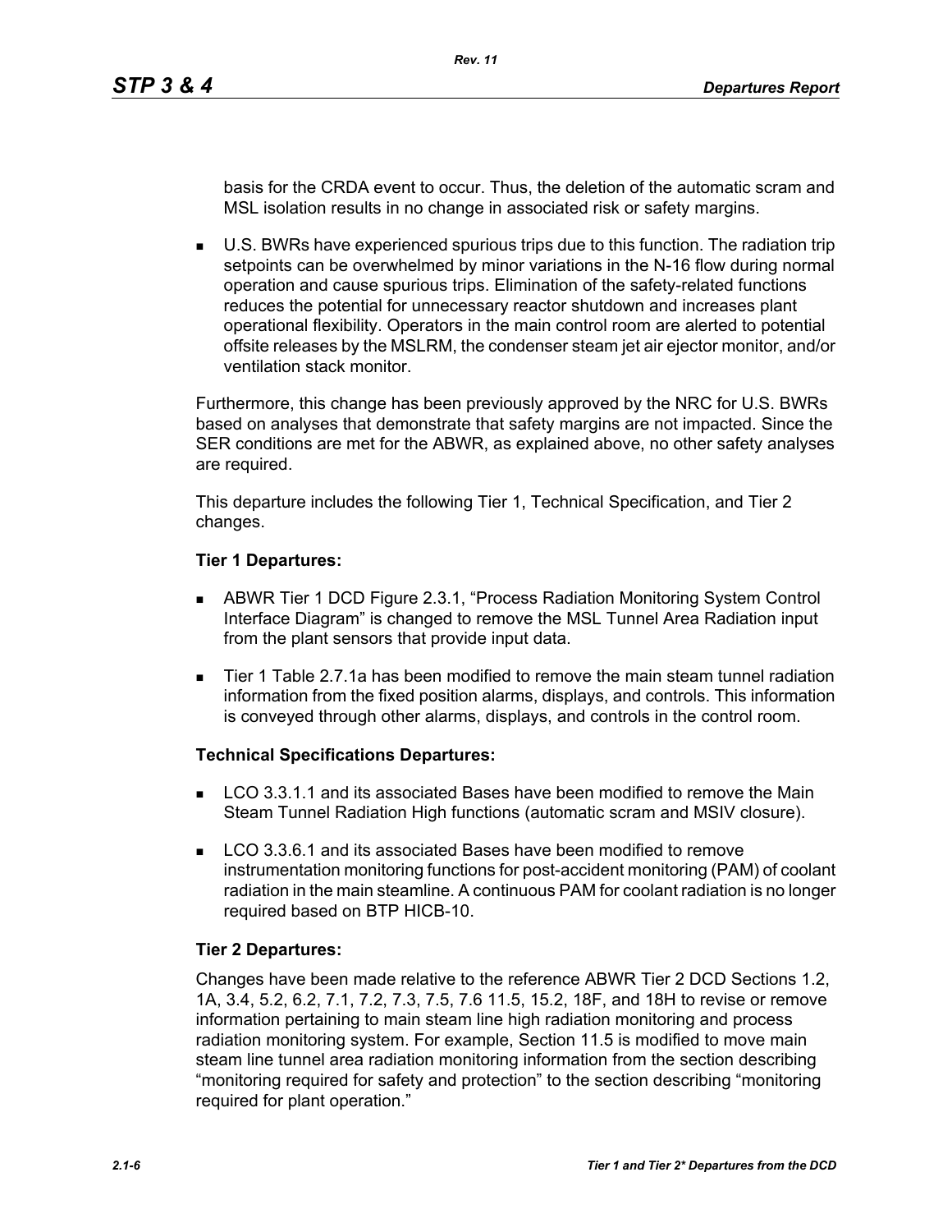basis for the CRDA event to occur. Thus, the deletion of the automatic scram and MSL isolation results in no change in associated risk or safety margins.

- U.S. BWRs have experienced spurious trips due to this function. The radiation trip setpoints can be overwhelmed by minor variations in the N-16 flow during normal operation and cause spurious trips. Elimination of the safety-related functions reduces the potential for unnecessary reactor shutdown and increases plant operational flexibility. Operators in the main control room are alerted to potential offsite releases by the MSLRM, the condenser steam jet air ejector monitor, and/or ventilation stack monitor.

Furthermore, this change has been previously approved by the NRC for U.S. BWRs based on analyses that demonstrate that safety margins are not impacted. Since the SER conditions are met for the ABWR, as explained above, no other safety analyses are required.

This departure includes the following Tier 1, Technical Specification, and Tier 2 changes.

**Tier 1 Departures:**

- ABWR Tier 1 DCD Figure 2.3.1, "Process Radiation Monitoring System Control Interface Diagram" is changed to remove the MSL Tunnel Area Radiation input from the plant sensors that provide input data.
- Tier 1 Table 2.7.1a has been modified to remove the main steam tunnel radiation information from the fixed position alarms, displays, and controls. This information is conveyed through other alarms, displays, and controls in the control room.

**Technical Specifications Departures:**

- LCO 3.3.1.1 and its associated Bases have been modified to remove the Main Steam Tunnel Radiation High functions (automatic scram and MSIV closure).
- LCO 3.3.6.1 and its associated Bases have been modified to remove instrumentation monitoring functions for post-accident monitoring (PAM) of coolant radiation in the main steamline. A continuous PAM for coolant radiation is no longer required based on BTP HICB-10.

**Tier 2 Departures:**

Changes have been made relative to the reference ABWR Tier 2 DCD Sections 1.2, 1A, 3.4, 5.2, 6.2, 7.1, 7.2, 7.3, 7.5, 7.6 11.5, 15.2, 18F, and 18H to revise or remove information pertaining to main steam line high radiation monitoring and process radiation monitoring system. For example, Section 11.5 is modified to move main steam line tunnel area radiation monitoring information from the section describing "monitoring required for safety and protection" to the section describing "monitoring required for plant operation."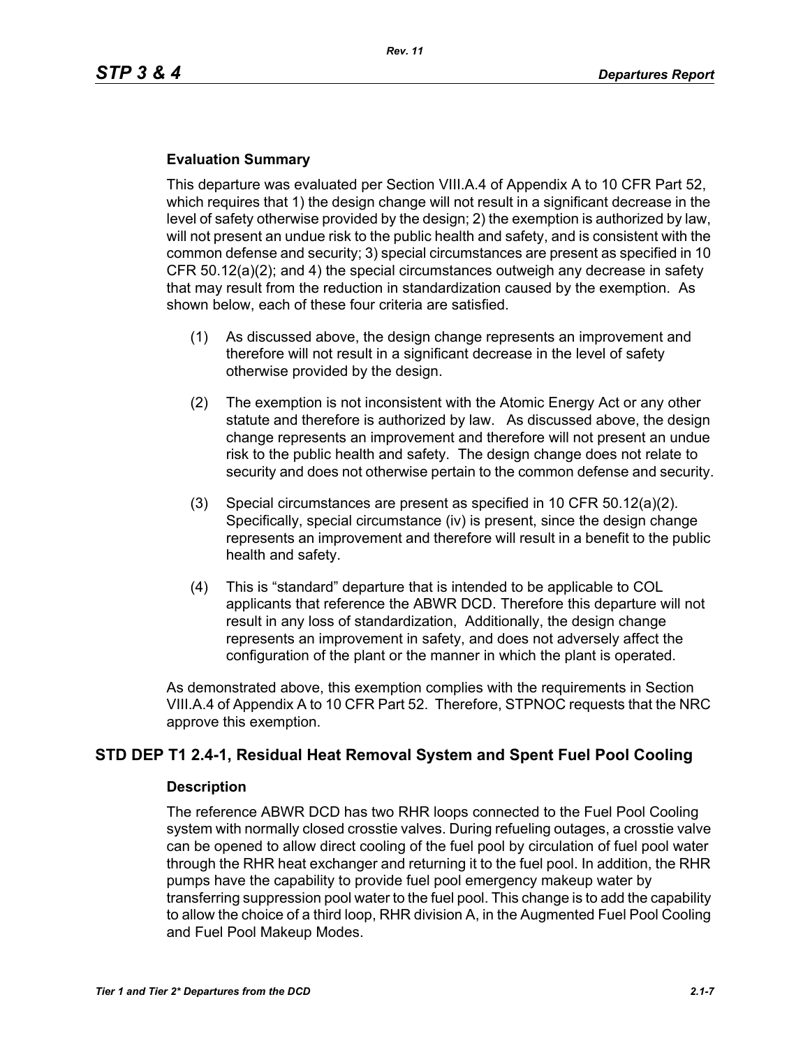### Evaluation Summary

This departure was evaluated per Section VIII.A.4 of Appendix A to 10 CFR Part 52, which requires that 1) the design change will not result in a significant decrease in the level of safety otherwise provided by the design; 2) the exemption is authorized by law, will not present an undue risk to the public health and safety, and is consistent with the common defense and security; 3) special circumstances are present as specified in 10 CFR 50.12(a)(2); and 4) the special circumstances outweigh any decrease in safety that may result from the reduction in standardization caused by the exemption. As shown below, each of these four criteria are satisfied.

(1) As discussed above, the design change represents an improvement and therefore will not result in a significant decrease in the level of safety otherwise provided by the design.

(2) The exemption is not inconsistent with the Atomic Energy Act or any other statute and therefore is authorized by law. As discussed above, the design change represents an improvement and therefore will not present an undue risk to the public health and safety. The design change does not relate to security and does not otherwise pertain to the common defense and security.

(3) Special circumstances are present as specified in 10 CFR 50.12(a)(2). Specifically, special circumstance (iv) is present, since the design change represents an improvement and therefore will result in a benefit to the public health and safety.

(4) This is “standard” departure that is intended to be applicable to COL applicants that reference the ABWR DCD. Therefore this departure will not result in any loss of standardization, Additionally, the design change represents an improvement in safety, and does not adversely affect the configuration of the plant or the manner in which the plant is operated.

As demonstrated above, this exemption complies with the requirements in Section VIII.A.4 of Appendix A to 10 CFR Part 52. Therefore, STPNOC requests that the NRC approve this exemption.

## STD DEP T1 2.4-1, Residual Heat Removal System and Spent Fuel Pool Cooling

### Description

The reference ABWR DCD has two RHR loops connected to the Fuel Pool Cooling system with normally closed crosstie valves. During refueling outages, a crosstie valve can be opened to allow direct cooling of the fuel pool by circulation of fuel pool water through the RHR heat exchanger and returning it to the fuel pool. In addition, the RHR pumps have the capability to provide fuel pool emergency makeup water by transferring suppression pool water to the fuel pool. This change is to add the capability to allow the choice of a third loop, RHR division A, in the Augmented Fuel Pool Cooling and Fuel Pool Makeup Modes.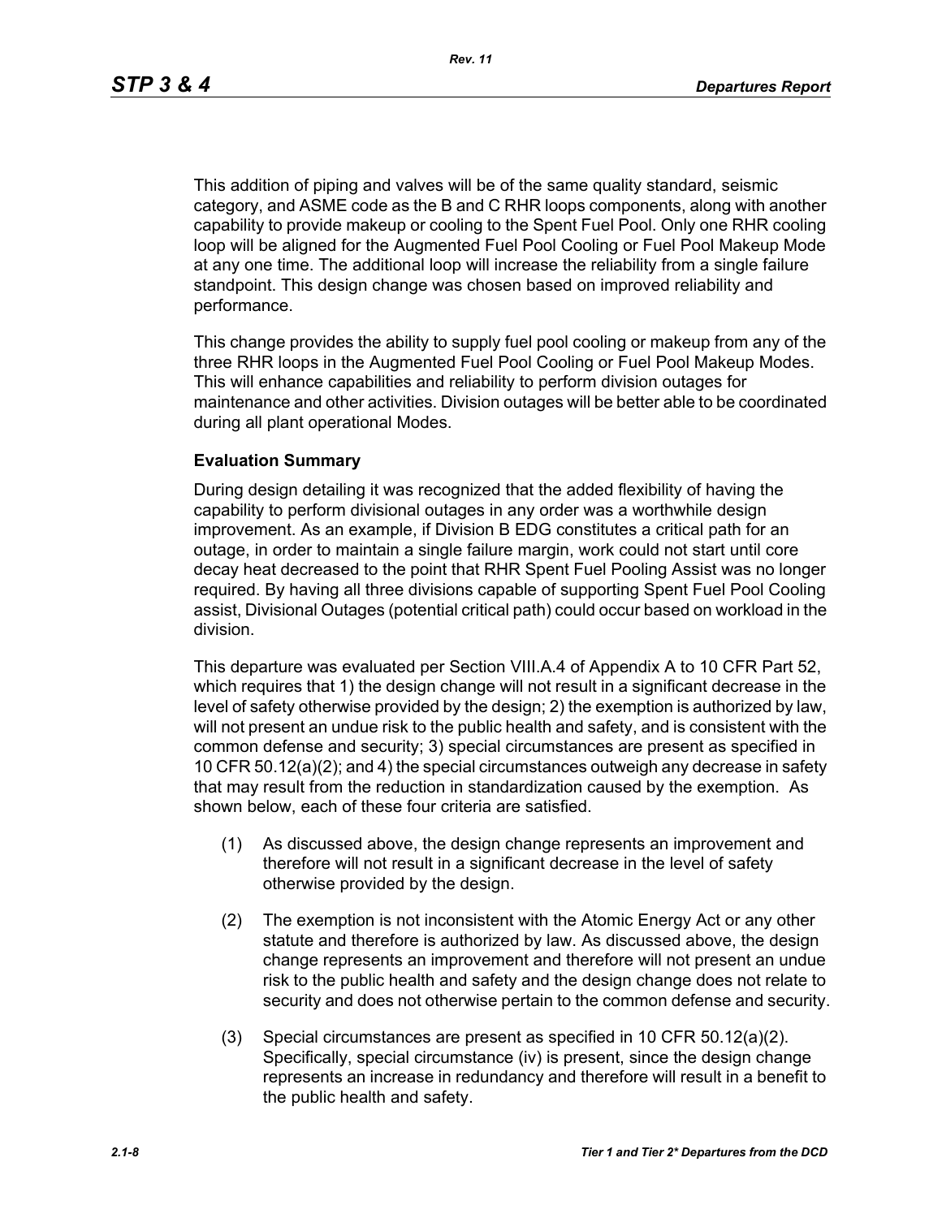This addition of piping and valves will be of the same quality standard, seismic category, and ASME code as the B and C RHR loops components, along with another capability to provide makeup or cooling to the Spent Fuel Pool. Only one RHR cooling loop will be aligned for the Augmented Fuel Pool Cooling or Fuel Pool Makeup Mode at any one time. The additional loop will increase the reliability from a single failure standpoint. This design change was chosen based on improved reliability and performance.

This change provides the ability to supply fuel pool cooling or makeup from any of the three RHR loops in the Augmented Fuel Pool Cooling or Fuel Pool Makeup Modes. This will enhance capabilities and reliability to perform division outages for maintenance and other activities. Division outages will be better able to be coordinated during all plant operational Modes.

**Evaluation Summary**

During design detailing it was recognized that the added flexibility of having the capability to perform divisional outages in any order was a worthwhile design improvement. As an example, if Division B EDG constitutes a critical path for an outage, in order to maintain a single failure margin, work could not start until core decay heat decreased to the point that RHR Spent Fuel Pooling Assist was no longer required. By having all three divisions capable of supporting Spent Fuel Pool Cooling assist, Divisional Outages (potential critical path) could occur based on workload in the division.

This departure was evaluated per Section VIII.A.4 of Appendix A to 10 CFR Part 52, which requires that 1) the design change will not result in a significant decrease in the level of safety otherwise provided by the design; 2) the exemption is authorized by law, will not present an undue risk to the public health and safety, and is consistent with the common defense and security; 3) special circumstances are present as specified in 10 CFR 50.12(a)(2); and 4) the special circumstances outweigh any decrease in safety that may result from the reduction in standardization caused by the exemption. As shown below, each of these four criteria are satisfied.

(1) As discussed above, the design change represents an improvement and therefore will not result in a significant decrease in the level of safety otherwise provided by the design.

(2) The exemption is not inconsistent with the Atomic Energy Act or any other statute and therefore is authorized by law. As discussed above, the design change represents an improvement and therefore will not present an undue risk to the public health and safety and the design change does not relate to security and does not otherwise pertain to the common defense and security.

(3) Special circumstances are present as specified in 10 CFR 50.12(a)(2). Specifically, special circumstance (iv) is present, since the design change represents an increase in redundancy and therefore will result in a benefit to the public health and safety.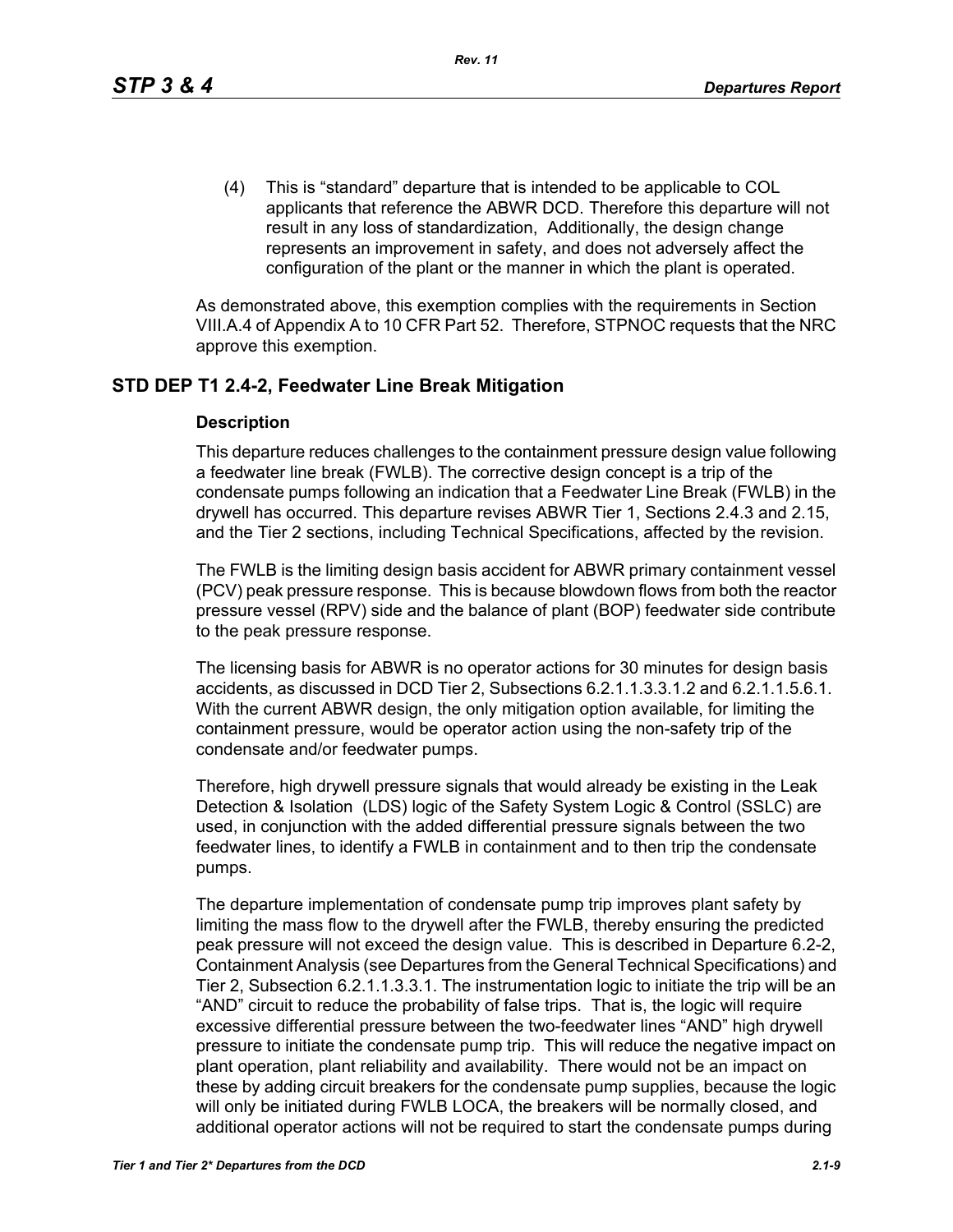(4) This is "standard" departure that is intended to be applicable to COL applicants that reference the ABWR DCD. Therefore this departure will not result in any loss of standardization, Additionally, the design change represents an improvement in safety, and does not adversely affect the configuration of the plant or the manner in which the plant is operated.

As demonstrated above, this exemption complies with the requirements in Section VIII.A.4 of Appendix A to 10 CFR Part 52. Therefore, STPNOC requests that the NRC approve this exemption.

## STD DEP T1 2.4-2, Feedwater Line Break Mitigation

### Description

This departure reduces challenges to the containment pressure design value following a feedwater line break (FWLB). The corrective design concept is a trip of the condensate pumps following an indication that a Feedwater Line Break (FWLB) in the drywell has occurred. This departure revises ABWR Tier 1, Sections 2.4.3 and 2.15, and the Tier 2 sections, including Technical Specifications, affected by the revision.

The FWLB is the limiting design basis accident for ABWR primary containment vessel (PCV) peak pressure response. This is because blowdown flows from both the reactor pressure vessel (RPV) side and the balance of plant (BOP) feedwater side contribute to the peak pressure response.

The licensing basis for ABWR is no operator actions for 30 minutes for design basis accidents, as discussed in DCD Tier 2, Subsections 6.2.1.1.3.3.1.2 and 6.2.1.1.5.6.1. With the current ABWR design, the only mitigation option available, for limiting the containment pressure, would be operator action using the non-safety trip of the condensate and/or feedwater pumps.

Therefore, high drywell pressure signals that would already be existing in the Leak Detection & Isolation (LDS) logic of the Safety System Logic & Control (SSLC) are used, in conjunction with the added differential pressure signals between the two feedwater lines, to identify a FWLB in containment and to then trip the condensate pumps.

The departure implementation of condensate pump trip improves plant safety by limiting the mass flow to the drywell after the FWLB, thereby ensuring the predicted peak pressure will not exceed the design value. This is described in Departure 6.2-2, Containment Analysis (see Departures from the General Technical Specifications) and Tier 2, Subsection 6.2.1.1.3.3.1. The instrumentation logic to initiate the trip will be an "AND" circuit to reduce the probability of false trips. That is, the logic will require excessive differential pressure between the two-feedwater lines "AND" high drywell pressure to initiate the condensate pump trip. This will reduce the negative impact on plant operation, plant reliability and availability. There would not be an impact on these by adding circuit breakers for the condensate pump supplies, because the logic will only be initiated during FWLB LOCA, the breakers will be normally closed, and additional operator actions will not be required to start the condensate pumps during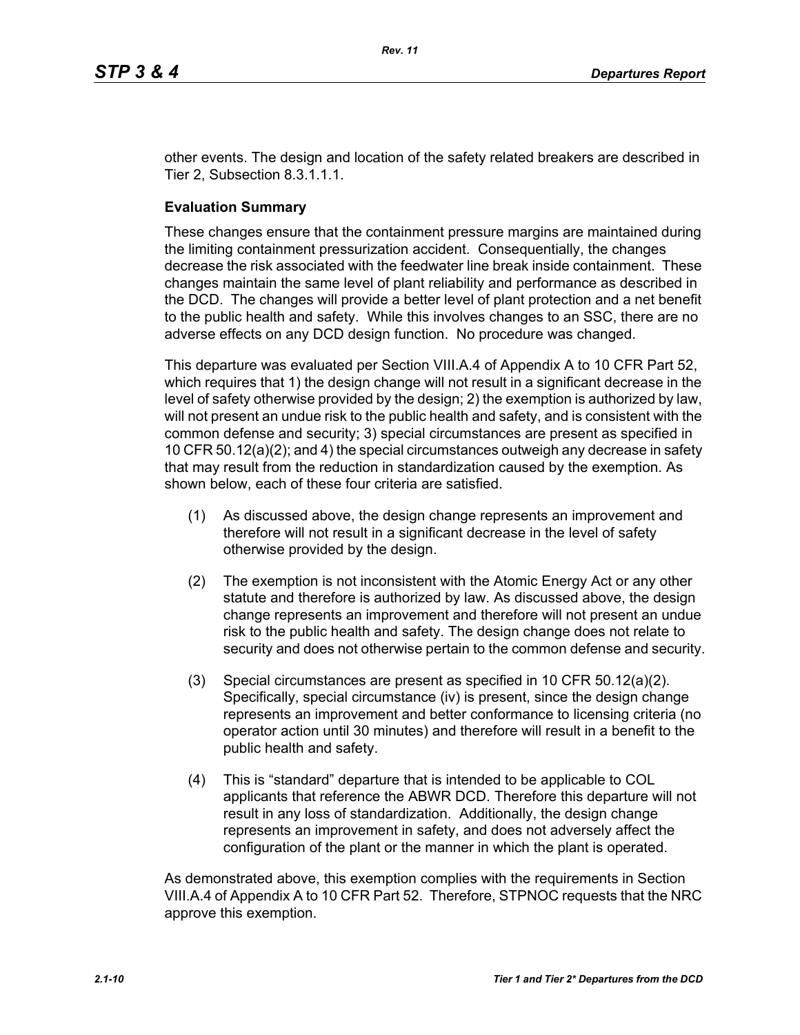other events. The design and location of the safety related breakers are described in Tier 2, Subsection 8.3.1.1.1.

**Evaluation Summary**

These changes ensure that the containment pressure margins are maintained during the limiting containment pressurization accident. Consequentially, the changes decrease the risk associated with the feedwater line break inside containment. These changes maintain the same level of plant reliability and performance as described in the DCD. The changes will provide a better level of plant protection and a net benefit to the public health and safety. While this involves changes to an SSC, there are no adverse effects on any DCD design function. No procedure was changed.

This departure was evaluated per Section VIII.A.4 of Appendix A to 10 CFR Part 52, which requires that 1) the design change will not result in a significant decrease in the level of safety otherwise provided by the design; 2) the exemption is authorized by law, will not present an undue risk to the public health and safety, and is consistent with the common defense and security; 3) special circumstances are present as specified in 10 CFR 50.12(a)(2); and 4) the special circumstances outweigh any decrease in safety that may result from the reduction in standardization caused by the exemption. As shown below, each of these four criteria are satisfied.

(1) As discussed above, the design change represents an improvement and therefore will not result in a significant decrease in the level of safety otherwise provided by the design.

(2) The exemption is not inconsistent with the Atomic Energy Act or any other statute and therefore is authorized by law. As discussed above, the design change represents an improvement and therefore will not present an undue risk to the public health and safety. The design change does not relate to security and does not otherwise pertain to the common defense and security.

(3) Special circumstances are present as specified in 10 CFR 50.12(a)(2). Specifically, special circumstance (iv) is present, since the design change represents an improvement and better conformance to licensing criteria (no operator action until 30 minutes) and therefore will result in a benefit to the public health and safety.

(4) This is "standard" departure that is intended to be applicable to COL applicants that reference the ABWR DCD. Therefore this departure will not result in any loss of standardization. Additionally, the design change represents an improvement in safety, and does not adversely affect the configuration of the plant or the manner in which the plant is operated.

As demonstrated above, this exemption complies with the requirements in Section VIII.A.4 of Appendix A to 10 CFR Part 52. Therefore, STPNOC requests that the NRC approve this exemption.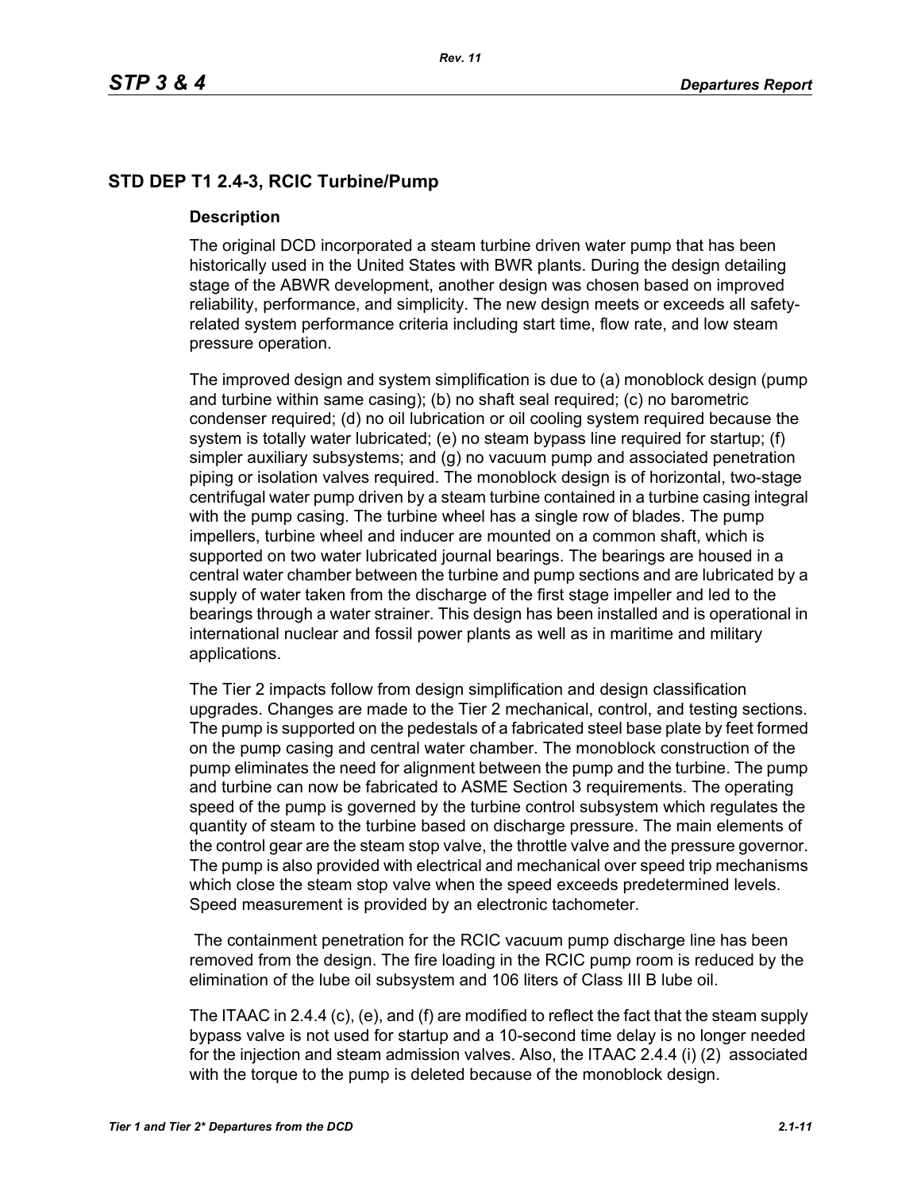## STD DEP T1 2.4-3, RCIC Turbine/Pump

### Description

The original DCD incorporated a steam turbine driven water pump that has been historically used in the United States with BWR plants. During the design detailing stage of the ABWR development, another design was chosen based on improved reliability, performance, and simplicity. The new design meets or exceeds all safety-related system performance criteria including start time, flow rate, and low steam pressure operation.

The improved design and system simplification is due to (a) monoblock design (pump and turbine within same casing); (b) no shaft seal required; (c) no barometric condenser required; (d) no oil lubrication or oil cooling system required because the system is totally water lubricated; (e) no steam bypass line required for startup; (f) simpler auxiliary subsystems; and (g) no vacuum pump and associated penetration piping or isolation valves required. The monoblock design is of horizontal, two-stage centrifugal water pump driven by a steam turbine contained in a turbine casing integral with the pump casing. The turbine wheel has a single row of blades. The pump impellers, turbine wheel and inducer are mounted on a common shaft, which is supported on two water lubricated journal bearings. The bearings are housed in a central water chamber between the turbine and pump sections and are lubricated by a supply of water taken from the discharge of the first stage impeller and led to the bearings through a water strainer. This design has been installed and is operational in international nuclear and fossil power plants as well as in maritime and military applications.

The Tier 2 impacts follow from design simplification and design classification upgrades. Changes are made to the Tier 2 mechanical, control, and testing sections. The pump is supported on the pedestals of a fabricated steel base plate by feet formed on the pump casing and central water chamber. The monoblock construction of the pump eliminates the need for alignment between the pump and the turbine. The pump and turbine can now be fabricated to ASME Section 3 requirements. The operating speed of the pump is governed by the turbine control subsystem which regulates the quantity of steam to the turbine based on discharge pressure. The main elements of the control gear are the steam stop valve, the throttle valve and the pressure governor. The pump is also provided with electrical and mechanical over speed trip mechanisms which close the steam stop valve when the speed exceeds predetermined levels. Speed measurement is provided by an electronic tachometer.

The containment penetration for the RCIC vacuum pump discharge line has been removed from the design. The fire loading in the RCIC pump room is reduced by the elimination of the lube oil subsystem and 106 liters of Class III B lube oil.

The ITAAC in 2.4.4 (c), (e), and (f) are modified to reflect the fact that the steam supply bypass valve is not used for startup and a 10-second time delay is no longer needed for the injection and steam admission valves. Also, the ITAAC 2.4.4 (i) (2) associated with the torque to the pump is deleted because of the monoblock design.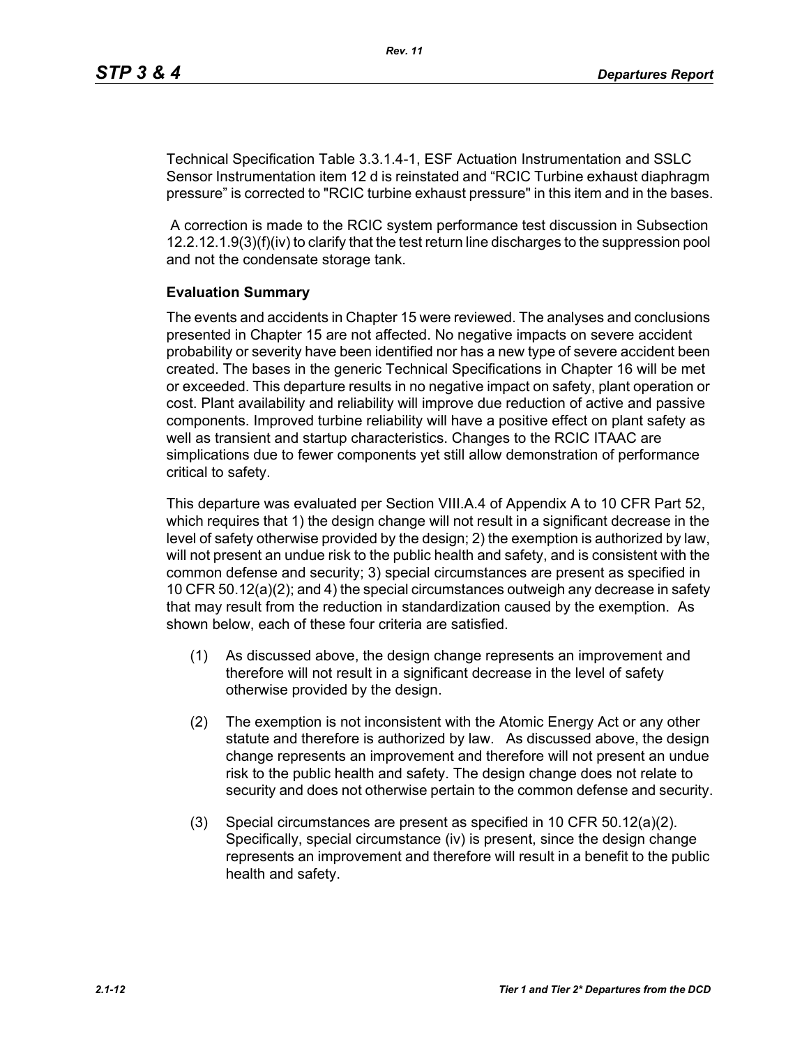Technical Specification Table 3.3.1.4-1, ESF Actuation Instrumentation and SSLC Sensor Instrumentation item 12 d is reinstated and “RCIC Turbine exhaust diaphragm pressure” is corrected to "RCIC turbine exhaust pressure" in this item and in the bases.

A correction is made to the RCIC system performance test discussion in Subsection 12.2.12.1.9(3)(f)(iv) to clarify that the test return line discharges to the suppression pool and not the condensate storage tank.

**Evaluation Summary**

The events and accidents in Chapter 15 were reviewed. The analyses and conclusions presented in Chapter 15 are not affected. No negative impacts on severe accident probability or severity have been identified nor has a new type of severe accident been created. The bases in the generic Technical Specifications in Chapter 16 will be met or exceeded. This departure results in no negative impact on safety, plant operation or cost. Plant availability and reliability will improve due reduction of active and passive components. Improved turbine reliability will have a positive effect on plant safety as well as transient and startup characteristics. Changes to the RCIC ITAAC are simplications due to fewer components yet still allow demonstration of performance critical to safety.

This departure was evaluated per Section VIII.A.4 of Appendix A to 10 CFR Part 52, which requires that 1) the design change will not result in a significant decrease in the level of safety otherwise provided by the design; 2) the exemption is authorized by law, will not present an undue risk to the public health and safety, and is consistent with the common defense and security; 3) special circumstances are present as specified in 10 CFR 50.12(a)(2); and 4) the special circumstances outweigh any decrease in safety that may result from the reduction in standardization caused by the exemption. As shown below, each of these four criteria are satisfied.

(1) As discussed above, the design change represents an improvement and therefore will not result in a significant decrease in the level of safety otherwise provided by the design.

(2) The exemption is not inconsistent with the Atomic Energy Act or any other statute and therefore is authorized by law. As discussed above, the design change represents an improvement and therefore will not present an undue risk to the public health and safety. The design change does not relate to security and does not otherwise pertain to the common defense and security.

(3) Special circumstances are present as specified in 10 CFR 50.12(a)(2). Specifically, special circumstance (iv) is present, since the design change represents an improvement and therefore will result in a benefit to the public health and safety.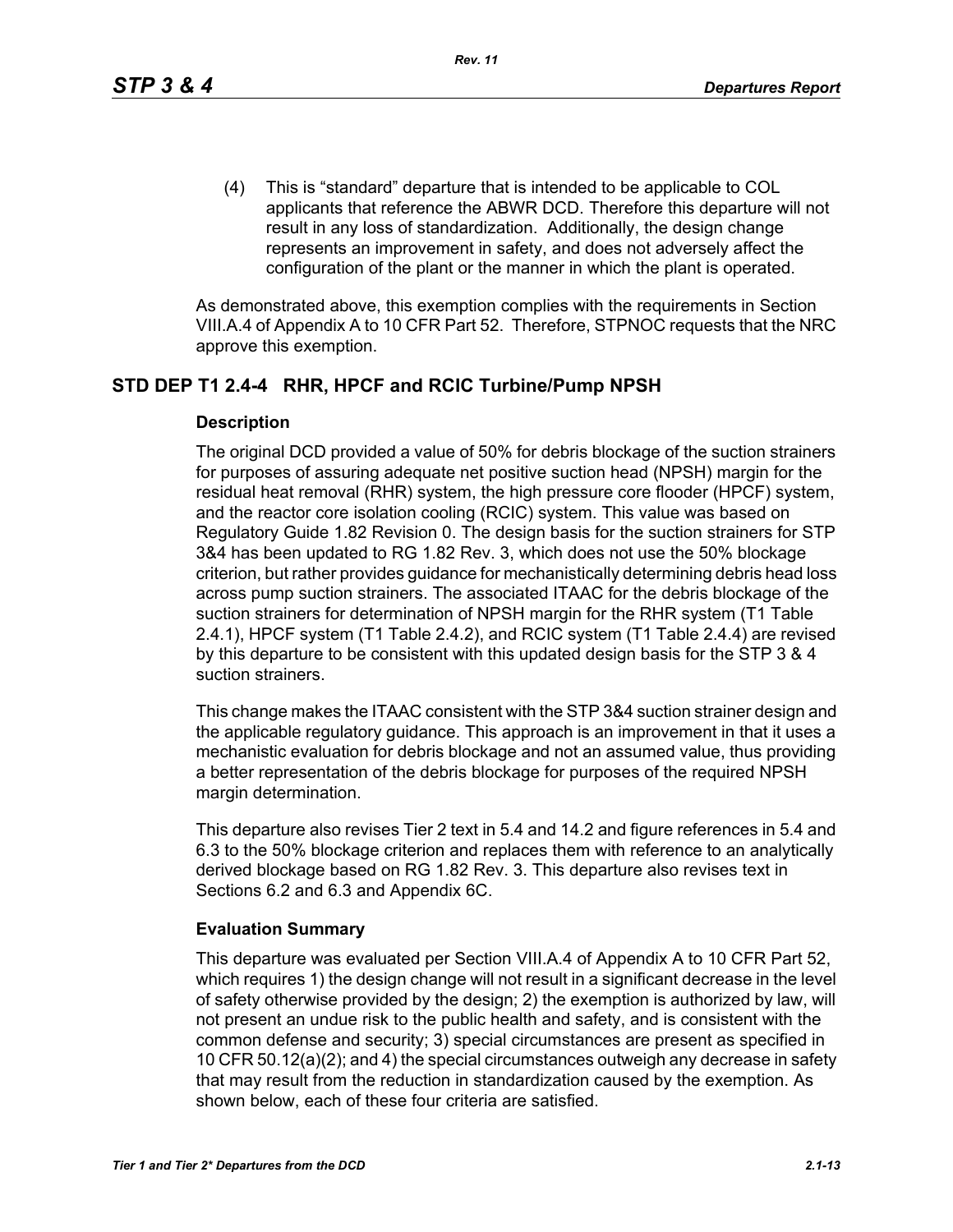(4) This is “standard” departure that is intended to be applicable to COL applicants that reference the ABWR DCD. Therefore this departure will not result in any loss of standardization. Additionally, the design change represents an improvement in safety, and does not adversely affect the configuration of the plant or the manner in which the plant is operated.

As demonstrated above, this exemption complies with the requirements in Section VIII.A.4 of Appendix A to 10 CFR Part 52. Therefore, STPNOC requests that the NRC approve this exemption.

## STD DEP T1 2.4-4 RHR, HPCF and RCIC Turbine/Pump NPSH

### Description

The original DCD provided a value of 50% for debris blockage of the suction strainers for purposes of assuring adequate net positive suction head (NPSH) margin for the residual heat removal (RHR) system, the high pressure core flooder (HPCF) system, and the reactor core isolation cooling (RCIC) system. This value was based on Regulatory Guide 1.82 Revision 0. The design basis for the suction strainers for STP 3&4 has been updated to RG 1.82 Rev. 3, which does not use the 50% blockage criterion, but rather provides guidance for mechanistically determining debris head loss across pump suction strainers. The associated ITAAC for the debris blockage of the suction strainers for determination of NPSH margin for the RHR system (T1 Table 2.4.1), HPCF system (T1 Table 2.4.2), and RCIC system (T1 Table 2.4.4) are revised by this departure to be consistent with this updated design basis for the STP 3 & 4 suction strainers.

This change makes the ITAAC consistent with the STP 3&4 suction strainer design and the applicable regulatory guidance. This approach is an improvement in that it uses a mechanistic evaluation for debris blockage and not an assumed value, thus providing a better representation of the debris blockage for purposes of the required NPSH margin determination.

This departure also revises Tier 2 text in 5.4 and 14.2 and figure references in 5.4 and 6.3 to the 50% blockage criterion and replaces them with reference to an analytically derived blockage based on RG 1.82 Rev. 3. This departure also revises text in Sections 6.2 and 6.3 and Appendix 6C.

### Evaluation Summary

This departure was evaluated per Section VIII.A.4 of Appendix A to 10 CFR Part 52, which requires 1) the design change will not result in a significant decrease in the level of safety otherwise provided by the design; 2) the exemption is authorized by law, will not present an undue risk to the public health and safety, and is consistent with the common defense and security; 3) special circumstances are present as specified in 10 CFR 50.12(a)(2); and 4) the special circumstances outweigh any decrease in safety that may result from the reduction in standardization caused by the exemption. As shown below, each of these four criteria are satisfied.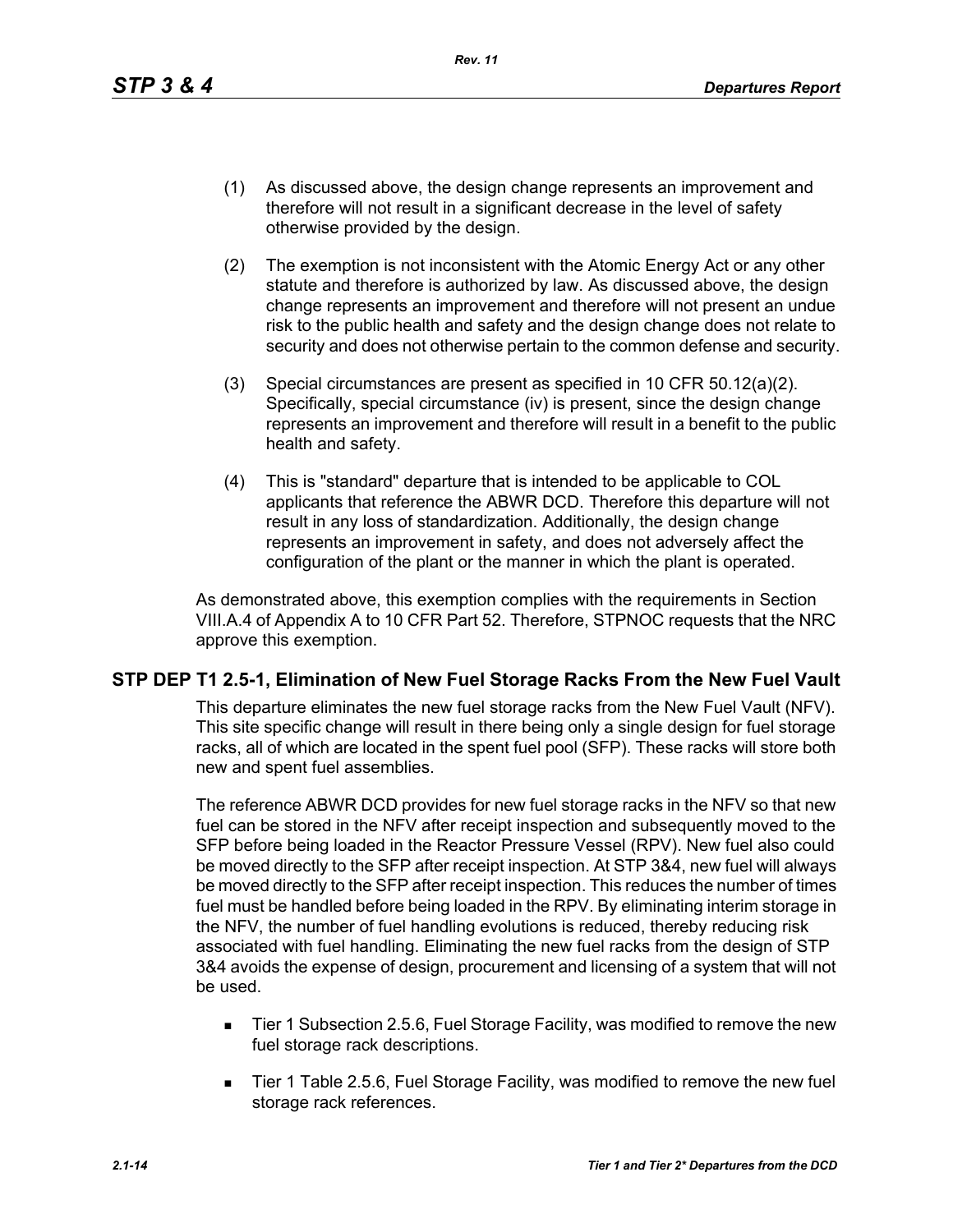(1) As discussed above, the design change represents an improvement and therefore will not result in a significant decrease in the level of safety otherwise provided by the design.

(2) The exemption is not inconsistent with the Atomic Energy Act or any other statute and therefore is authorized by law. As discussed above, the design change represents an improvement and therefore will not present an undue risk to the public health and safety and the design change does not relate to security and does not otherwise pertain to the common defense and security.

(3) Special circumstances are present as specified in 10 CFR 50.12(a)(2). Specifically, special circumstance (iv) is present, since the design change represents an improvement and therefore will result in a benefit to the public health and safety.

(4) This is "standard" departure that is intended to be applicable to COL applicants that reference the ABWR DCD. Therefore this departure will not result in any loss of standardization. Additionally, the design change represents an improvement in safety, and does not adversely affect the configuration of the plant or the manner in which the plant is operated.

As demonstrated above, this exemption complies with the requirements in Section VIII.A.4 of Appendix A to 10 CFR Part 52. Therefore, STPNOC requests that the NRC approve this exemption.

## STP DEP T1 2.5-1, Elimination of New Fuel Storage Racks From the New Fuel Vault

This departure eliminates the new fuel storage racks from the New Fuel Vault (NFV). This site specific change will result in there being only a single design for fuel storage racks, all of which are located in the spent fuel pool (SFP). These racks will store both new and spent fuel assemblies.

The reference ABWR DCD provides for new fuel storage racks in the NFV so that new fuel can be stored in the NFV after receipt inspection and subsequently moved to the SFP before being loaded in the Reactor Pressure Vessel (RPV). New fuel also could be moved directly to the SFP after receipt inspection. At STP 3&4, new fuel will always be moved directly to the SFP after receipt inspection. This reduces the number of times fuel must be handled before being loaded in the RPV. By eliminating interim storage in the NFV, the number of fuel handling evolutions is reduced, thereby reducing risk associated with fuel handling. Eliminating the new fuel racks from the design of STP 3&4 avoids the expense of design, procurement and licensing of a system that will not be used.

- Tier 1 Subsection 2.5.6, Fuel Storage Facility, was modified to remove the new fuel storage rack descriptions.
- Tier 1 Table 2.5.6, Fuel Storage Facility, was modified to remove the new fuel storage rack references.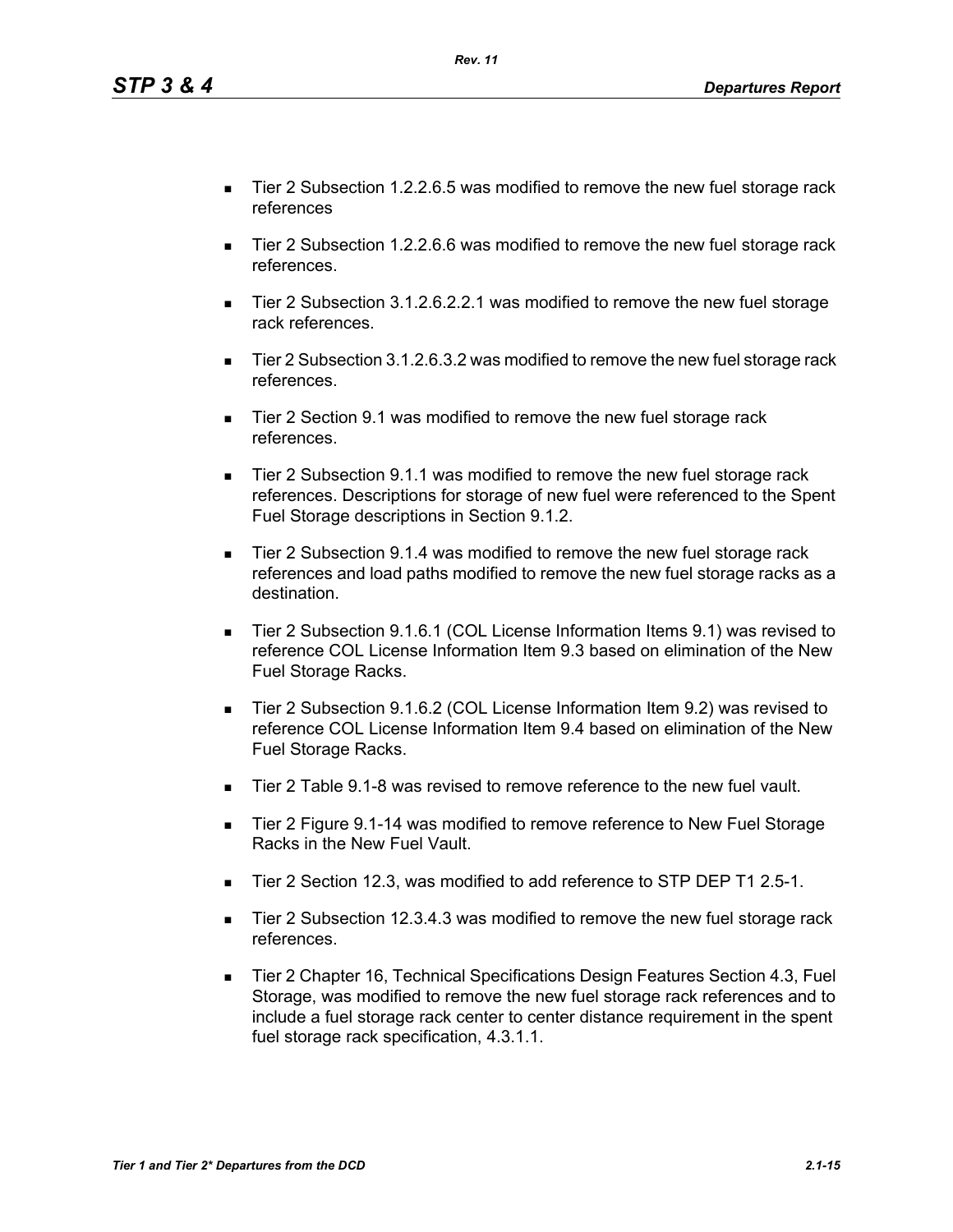- Tier 2 Subsection 1.2.2.6.5 was modified to remove the new fuel storage rack references
- Tier 2 Subsection 1.2.2.6.6 was modified to remove the new fuel storage rack references.
- Tier 2 Subsection 3.1.2.6.2.2.1 was modified to remove the new fuel storage rack references.
- Tier 2 Subsection 3.1.2.6.3.2 was modified to remove the new fuel storage rack references.
- Tier 2 Section 9.1 was modified to remove the new fuel storage rack references.
- Tier 2 Subsection 9.1.1 was modified to remove the new fuel storage rack references. Descriptions for storage of new fuel were referenced to the Spent Fuel Storage descriptions in Section 9.1.2.
- Tier 2 Subsection 9.1.4 was modified to remove the new fuel storage rack references and load paths modified to remove the new fuel storage racks as a destination.
- Tier 2 Subsection 9.1.6.1 (COL License Information Items 9.1) was revised to reference COL License Information Item 9.3 based on elimination of the New Fuel Storage Racks.
- Tier 2 Subsection 9.1.6.2 (COL License Information Item 9.2) was revised to reference COL License Information Item 9.4 based on elimination of the New Fuel Storage Racks.
- Tier 2 Table 9.1-8 was revised to remove reference to the new fuel vault.
- Tier 2 Figure 9.1-14 was modified to remove reference to New Fuel Storage Racks in the New Fuel Vault.
- Tier 2 Section 12.3, was modified to add reference to STP DEP T1 2.5-1.
- Tier 2 Subsection 12.3.4.3 was modified to remove the new fuel storage rack references.
- Tier 2 Chapter 16, Technical Specifications Design Features Section 4.3, Fuel Storage, was modified to remove the new fuel storage rack references and to include a fuel storage rack center to center distance requirement in the spent fuel storage rack specification, 4.3.1.1.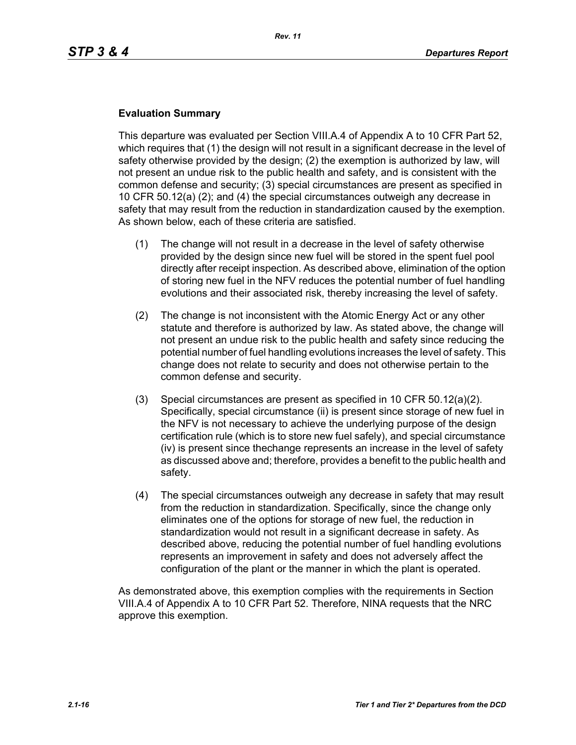**Evaluation Summary**

This departure was evaluated per Section VIII.A.4 of Appendix A to 10 CFR Part 52, which requires that (1) the design will not result in a significant decrease in the level of safety otherwise provided by the design; (2) the exemption is authorized by law, will not present an undue risk to the public health and safety, and is consistent with the common defense and security; (3) special circumstances are present as specified in 10 CFR 50.12(a) (2); and (4) the special circumstances outweigh any decrease in safety that may result from the reduction in standardization caused by the exemption. As shown below, each of these criteria are satisfied.

(1) The change will not result in a decrease in the level of safety otherwise provided by the design since new fuel will be stored in the spent fuel pool directly after receipt inspection. As described above, elimination of the option of storing new fuel in the NFV reduces the potential number of fuel handling evolutions and their associated risk, thereby increasing the level of safety.

(2) The change is not inconsistent with the Atomic Energy Act or any other statute and therefore is authorized by law. As stated above, the change will not present an undue risk to the public health and safety since reducing the potential number of fuel handling evolutions increases the level of safety. This change does not relate to security and does not otherwise pertain to the common defense and security.

(3) Special circumstances are present as specified in 10 CFR 50.12(a)(2). Specifically, special circumstance (ii) is present since storage of new fuel in the NFV is not necessary to achieve the underlying purpose of the design certification rule (which is to store new fuel safely), and special circumstance (iv) is present since thechange represents an increase in the level of safety as discussed above and; therefore, provides a benefit to the public health and safety.

(4) The special circumstances outweigh any decrease in safety that may result from the reduction in standardization. Specifically, since the change only eliminates one of the options for storage of new fuel, the reduction in standardization would not result in a significant decrease in safety. As described above, reducing the potential number of fuel handling evolutions represents an improvement in safety and does not adversely affect the configuration of the plant or the manner in which the plant is operated.

As demonstrated above, this exemption complies with the requirements in Section VIII.A.4 of Appendix A to 10 CFR Part 52. Therefore, NINA requests that the NRC approve this exemption.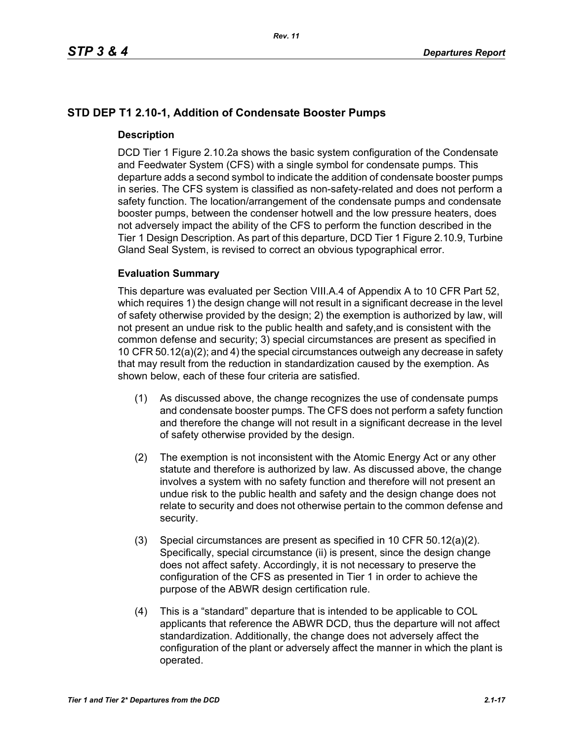## STD DEP T1 2.10-1, Addition of Condensate Booster Pumps

### Description

DCD Tier 1 Figure 2.10.2a shows the basic system configuration of the Condensate and Feedwater System (CFS) with a single symbol for condensate pumps. This departure adds a second symbol to indicate the addition of condensate booster pumps in series. The CFS system is classified as non-safety-related and does not perform a safety function. The location/arrangement of the condensate pumps and condensate booster pumps, between the condenser hotwell and the low pressure heaters, does not adversely impact the ability of the CFS to perform the function described in the Tier 1 Design Description. As part of this departure, DCD Tier 1 Figure 2.10.9, Turbine Gland Seal System, is revised to correct an obvious typographical error.

### Evaluation Summary

This departure was evaluated per Section VIII.A.4 of Appendix A to 10 CFR Part 52, which requires 1) the design change will not result in a significant decrease in the level of safety otherwise provided by the design; 2) the exemption is authorized by law, will not present an undue risk to the public health and safety,and is consistent with the common defense and security; 3) special circumstances are present as specified in 10 CFR 50.12(a)(2); and 4) the special circumstances outweigh any decrease in safety that may result from the reduction in standardization caused by the exemption. As shown below, each of these four criteria are satisfied.

(1) As discussed above, the change recognizes the use of condensate pumps and condensate booster pumps. The CFS does not perform a safety function and therefore the change will not result in a significant decrease in the level of safety otherwise provided by the design.

(2) The exemption is not inconsistent with the Atomic Energy Act or any other statute and therefore is authorized by law. As discussed above, the change involves a system with no safety function and therefore will not present an undue risk to the public health and safety and the design change does not relate to security and does not otherwise pertain to the common defense and security.

(3) Special circumstances are present as specified in 10 CFR 50.12(a)(2). Specifically, special circumstance (ii) is present, since the design change does not affect safety. Accordingly, it is not necessary to preserve the configuration of the CFS as presented in Tier 1 in order to achieve the purpose of the ABWR design certification rule.

(4) This is a “standard” departure that is intended to be applicable to COL applicants that reference the ABWR DCD, thus the departure will not affect standardization. Additionally, the change does not adversely affect the configuration of the plant or adversely affect the manner in which the plant is operated.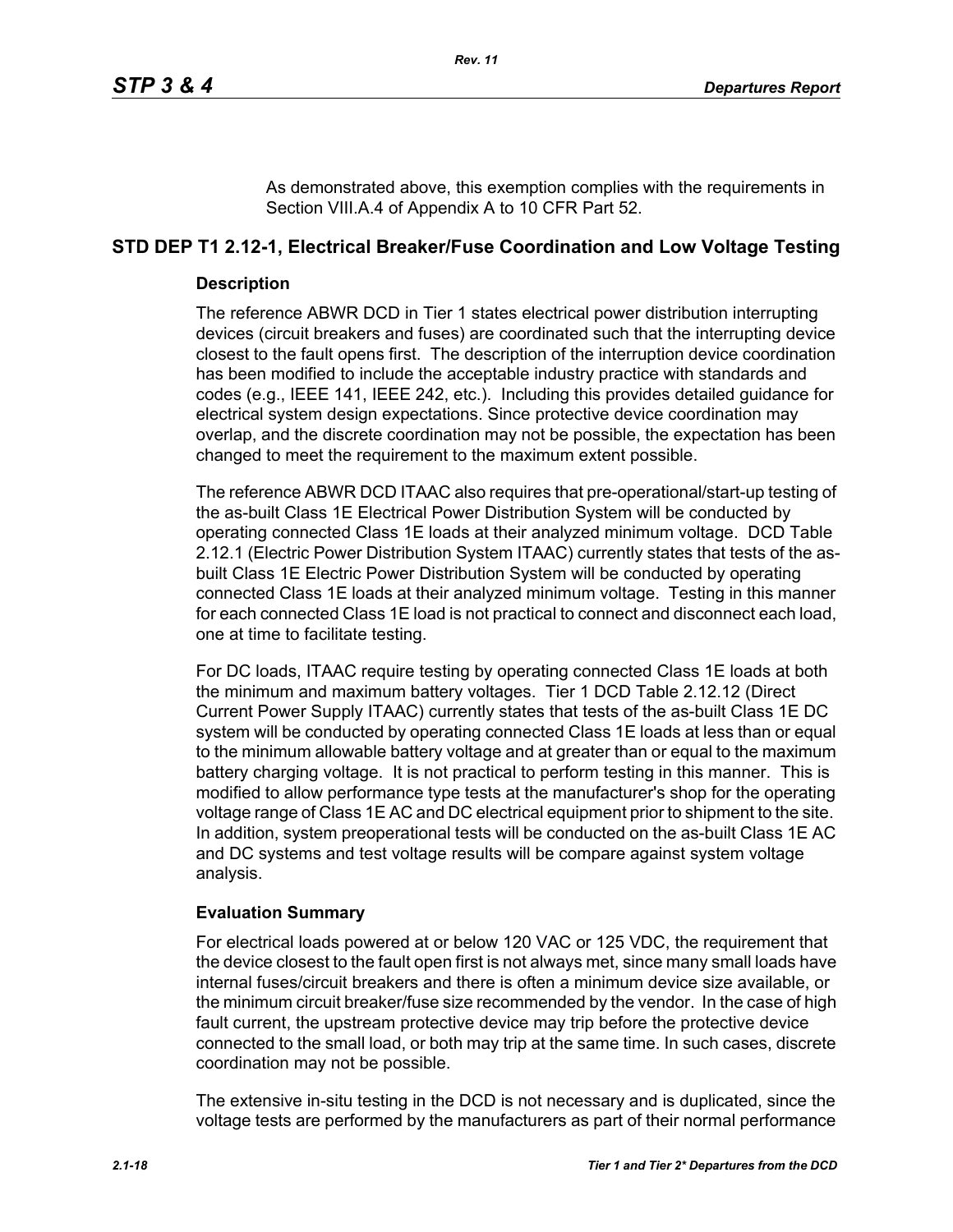As demonstrated above, this exemption complies with the requirements in Section VIII.A.4 of Appendix A to 10 CFR Part 52.

## STD DEP T1 2.12-1, Electrical Breaker/Fuse Coordination and Low Voltage Testing

### Description

The reference ABWR DCD in Tier 1 states electrical power distribution interrupting devices (circuit breakers and fuses) are coordinated such that the interrupting device closest to the fault opens first. The description of the interruption device coordination has been modified to include the acceptable industry practice with standards and codes (e.g., IEEE 141, IEEE 242, etc.). Including this provides detailed guidance for electrical system design expectations. Since protective device coordination may overlap, and the discrete coordination may not be possible, the expectation has been changed to meet the requirement to the maximum extent possible.

The reference ABWR DCD ITAAC also requires that pre-operational/start-up testing of the as-built Class 1E Electrical Power Distribution System will be conducted by operating connected Class 1E loads at their analyzed minimum voltage. DCD Table 2.12.1 (Electric Power Distribution System ITAAC) currently states that tests of the as-built Class 1E Electric Power Distribution System will be conducted by operating connected Class 1E loads at their analyzed minimum voltage. Testing in this manner for each connected Class 1E load is not practical to connect and disconnect each load, one at time to facilitate testing.

For DC loads, ITAAC require testing by operating connected Class 1E loads at both the minimum and maximum battery voltages. Tier 1 DCD Table 2.12.12 (Direct Current Power Supply ITAAC) currently states that tests of the as-built Class 1E DC system will be conducted by operating connected Class 1E loads at less than or equal to the minimum allowable battery voltage and at greater than or equal to the maximum battery charging voltage. It is not practical to perform testing in this manner. This is modified to allow performance type tests at the manufacturer's shop for the operating voltage range of Class 1E AC and DC electrical equipment prior to shipment to the site. In addition, system preoperational tests will be conducted on the as-built Class 1E AC and DC systems and test voltage results will be compare against system voltage analysis.

### Evaluation Summary

For electrical loads powered at or below 120 VAC or 125 VDC, the requirement that the device closest to the fault open first is not always met, since many small loads have internal fuses/circuit breakers and there is often a minimum device size available, or the minimum circuit breaker/fuse size recommended by the vendor. In the case of high fault current, the upstream protective device may trip before the protective device connected to the small load, or both may trip at the same time. In such cases, discrete coordination may not be possible.

The extensive in-situ testing in the DCD is not necessary and is duplicated, since the voltage tests are performed by the manufacturers as part of their normal performance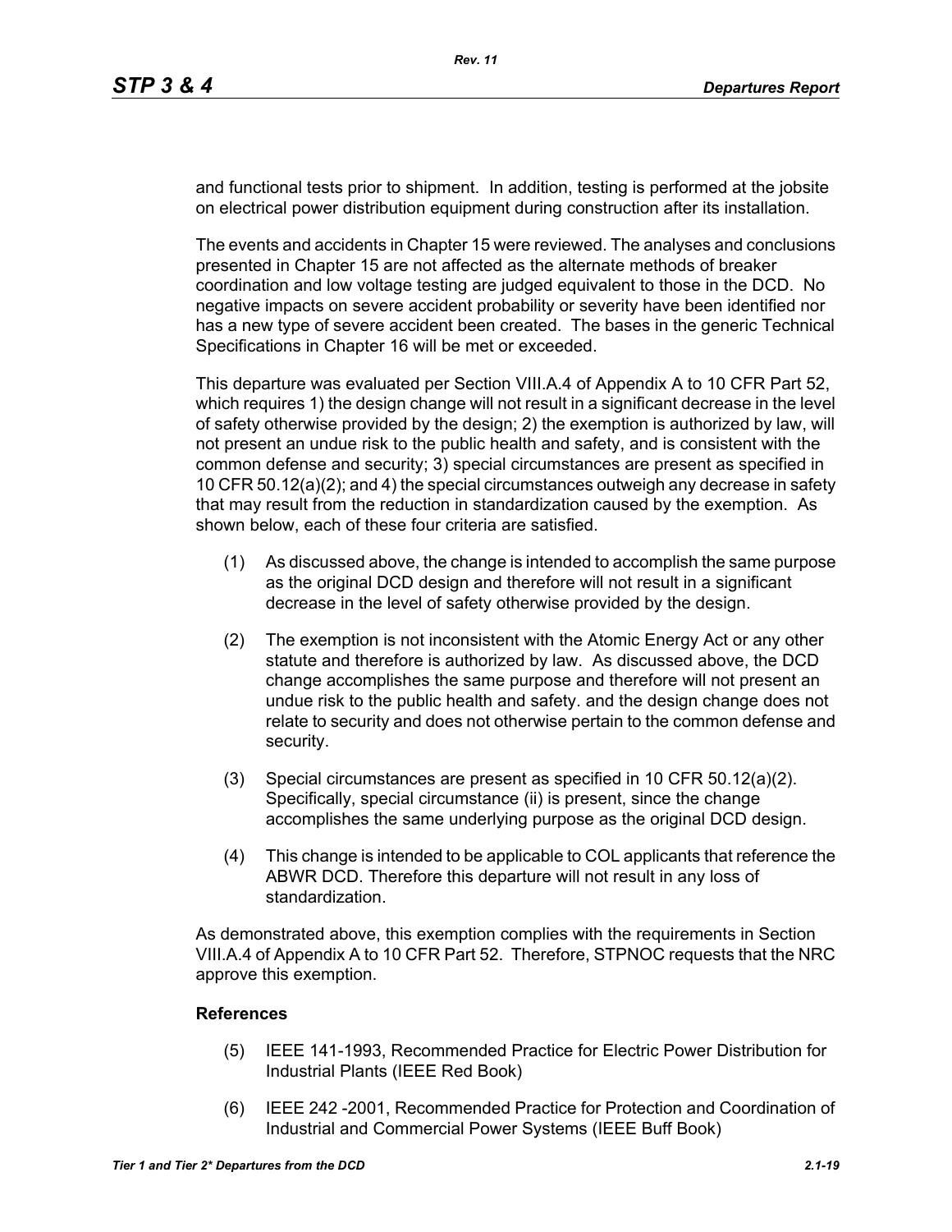and functional tests prior to shipment. In addition, testing is performed at the jobsite on electrical power distribution equipment during construction after its installation.

The events and accidents in Chapter 15 were reviewed. The analyses and conclusions presented in Chapter 15 are not affected as the alternate methods of breaker coordination and low voltage testing are judged equivalent to those in the DCD. No negative impacts on severe accident probability or severity have been identified nor has a new type of severe accident been created. The bases in the generic Technical Specifications in Chapter 16 will be met or exceeded.

This departure was evaluated per Section VIII.A.4 of Appendix A to 10 CFR Part 52, which requires 1) the design change will not result in a significant decrease in the level of safety otherwise provided by the design; 2) the exemption is authorized by law, will not present an undue risk to the public health and safety, and is consistent with the common defense and security; 3) special circumstances are present as specified in 10 CFR 50.12(a)(2); and 4) the special circumstances outweigh any decrease in safety that may result from the reduction in standardization caused by the exemption. As shown below, each of these four criteria are satisfied.

(1) As discussed above, the change is intended to accomplish the same purpose as the original DCD design and therefore will not result in a significant decrease in the level of safety otherwise provided by the design.

(2) The exemption is not inconsistent with the Atomic Energy Act or any other statute and therefore is authorized by law. As discussed above, the DCD change accomplishes the same purpose and therefore will not present an undue risk to the public health and safety. and the design change does not relate to security and does not otherwise pertain to the common defense and security.

(3) Special circumstances are present as specified in 10 CFR 50.12(a)(2). Specifically, special circumstance (ii) is present, since the change accomplishes the same underlying purpose as the original DCD design.

(4) This change is intended to be applicable to COL applicants that reference the ABWR DCD. Therefore this departure will not result in any loss of standardization.

As demonstrated above, this exemption complies with the requirements in Section VIII.A.4 of Appendix A to 10 CFR Part 52. Therefore, STPNOC requests that the NRC approve this exemption.

**References**

(5) IEEE 141-1993, Recommended Practice for Electric Power Distribution for Industrial Plants (IEEE Red Book)

(6) IEEE 242 -2001, Recommended Practice for Protection and Coordination of Industrial and Commercial Power Systems (IEEE Buff Book)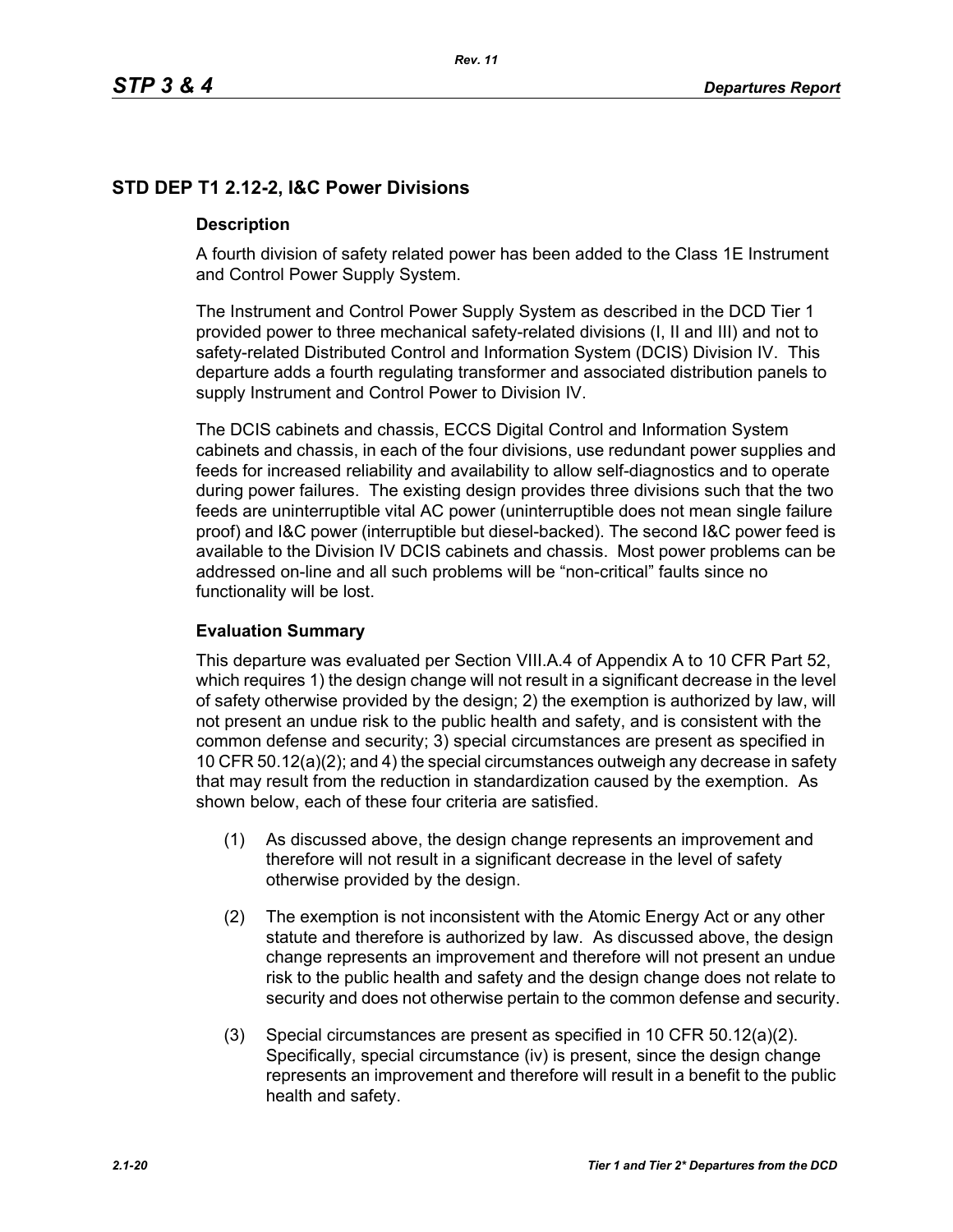## STD DEP T1 2.12-2, I&C Power Divisions

### Description

A fourth division of safety related power has been added to the Class 1E Instrument and Control Power Supply System.

The Instrument and Control Power Supply System as described in the DCD Tier 1 provided power to three mechanical safety-related divisions (I, II and III) and not to safety-related Distributed Control and Information System (DCIS) Division IV. This departure adds a fourth regulating transformer and associated distribution panels to supply Instrument and Control Power to Division IV.

The DCIS cabinets and chassis, ECCS Digital Control and Information System cabinets and chassis, in each of the four divisions, use redundant power supplies and feeds for increased reliability and availability to allow self-diagnostics and to operate during power failures. The existing design provides three divisions such that the two feeds are uninterruptible vital AC power (uninterruptible does not mean single failure proof) and I&C power (interruptible but diesel-backed). The second I&C power feed is available to the Division IV DCIS cabinets and chassis. Most power problems can be addressed on-line and all such problems will be "non-critical" faults since no functionality will be lost.

### Evaluation Summary

This departure was evaluated per Section VIII.A.4 of Appendix A to 10 CFR Part 52, which requires 1) the design change will not result in a significant decrease in the level of safety otherwise provided by the design; 2) the exemption is authorized by law, will not present an undue risk to the public health and safety, and is consistent with the common defense and security; 3) special circumstances are present as specified in 10 CFR 50.12(a)(2); and 4) the special circumstances outweigh any decrease in safety that may result from the reduction in standardization caused by the exemption. As shown below, each of these four criteria are satisfied.

(1) As discussed above, the design change represents an improvement and therefore will not result in a significant decrease in the level of safety otherwise provided by the design.

(2) The exemption is not inconsistent with the Atomic Energy Act or any other statute and therefore is authorized by law. As discussed above, the design change represents an improvement and therefore will not present an undue risk to the public health and safety and the design change does not relate to security and does not otherwise pertain to the common defense and security.

(3) Special circumstances are present as specified in 10 CFR 50.12(a)(2). Specifically, special circumstance (iv) is present, since the design change represents an improvement and therefore will result in a benefit to the public health and safety.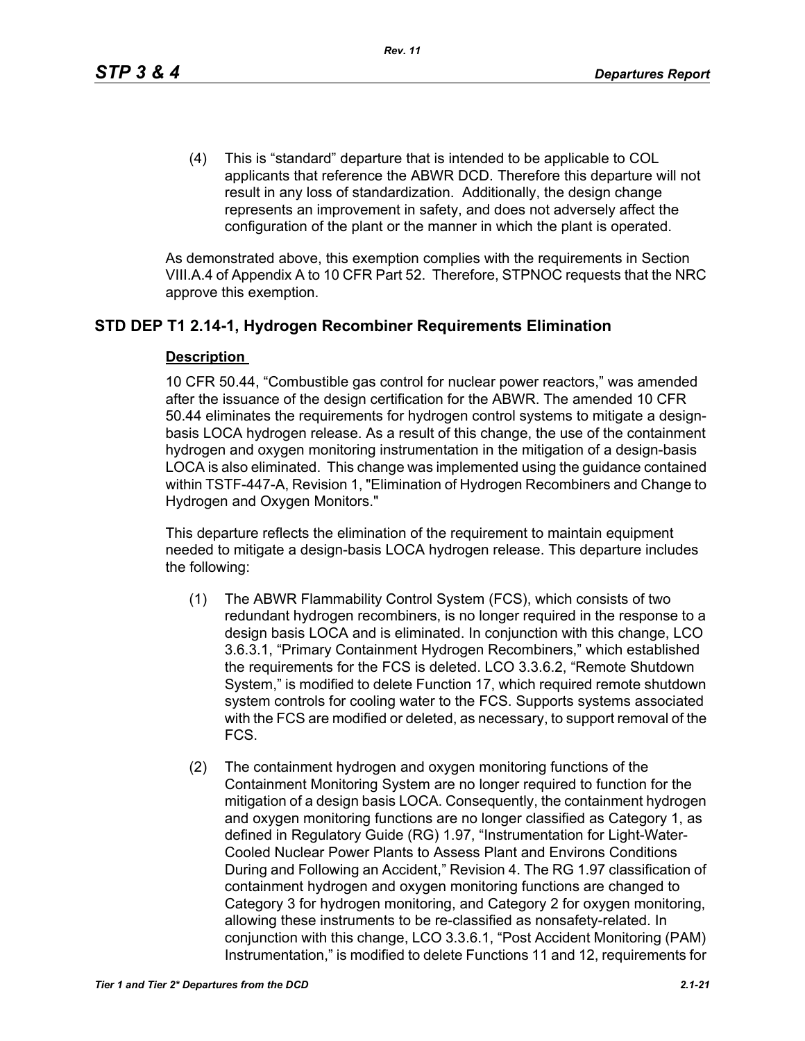(4) This is “standard” departure that is intended to be applicable to COL applicants that reference the ABWR DCD. Therefore this departure will not result in any loss of standardization. Additionally, the design change represents an improvement in safety, and does not adversely affect the configuration of the plant or the manner in which the plant is operated.

As demonstrated above, this exemption complies with the requirements in Section VIII.A.4 of Appendix A to 10 CFR Part 52. Therefore, STPNOC requests that the NRC approve this exemption.

## STD DEP T1 2.14-1, Hydrogen Recombiner Requirements Elimination

### Description

10 CFR 50.44, “Combustible gas control for nuclear power reactors,” was amended after the issuance of the design certification for the ABWR. The amended 10 CFR 50.44 eliminates the requirements for hydrogen control systems to mitigate a design-basis LOCA hydrogen release. As a result of this change, the use of the containment hydrogen and oxygen monitoring instrumentation in the mitigation of a design-basis LOCA is also eliminated. This change was implemented using the guidance contained within TSTF-447-A, Revision 1, "Elimination of Hydrogen Recombiners and Change to Hydrogen and Oxygen Monitors."

This departure reflects the elimination of the requirement to maintain equipment needed to mitigate a design-basis LOCA hydrogen release. This departure includes the following:

(1) The ABWR Flammability Control System (FCS), which consists of two redundant hydrogen recombiners, is no longer required in the response to a design basis LOCA and is eliminated. In conjunction with this change, LCO 3.6.3.1, “Primary Containment Hydrogen Recombiners,” which established the requirements for the FCS is deleted. LCO 3.3.6.2, “Remote Shutdown System,” is modified to delete Function 17, which required remote shutdown system controls for cooling water to the FCS. Supports systems associated with the FCS are modified or deleted, as necessary, to support removal of the FCS.

(2) The containment hydrogen and oxygen monitoring functions of the Containment Monitoring System are no longer required to function for the mitigation of a design basis LOCA. Consequently, the containment hydrogen and oxygen monitoring functions are no longer classified as Category 1, as defined in Regulatory Guide (RG) 1.97, “Instrumentation for Light-Water-Cooled Nuclear Power Plants to Assess Plant and Environs Conditions During and Following an Accident,” Revision 4. The RG 1.97 classification of containment hydrogen and oxygen monitoring functions are changed to Category 3 for hydrogen monitoring, and Category 2 for oxygen monitoring, allowing these instruments to be re-classified as nonsafety-related. In conjunction with this change, LCO 3.3.6.1, “Post Accident Monitoring (PAM) Instrumentation,” is modified to delete Functions 11 and 12, requirements for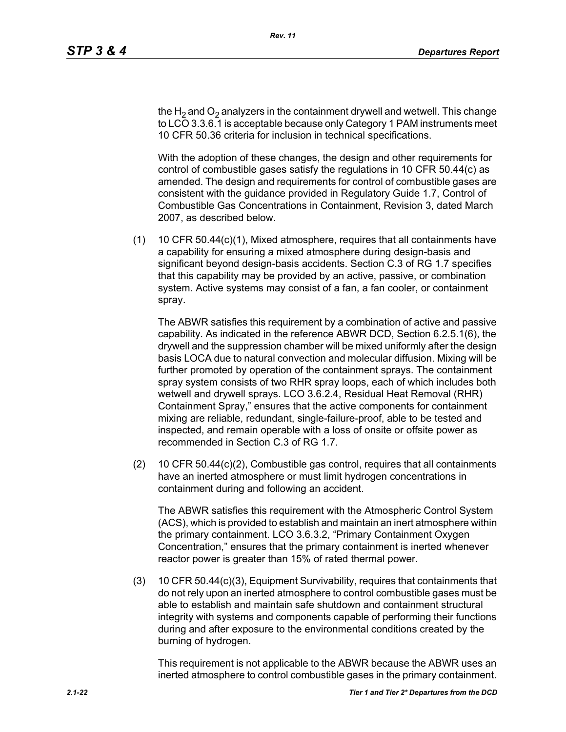the $H_2$ and $O_2$ analyzers in the containment drywell and wetwell. This change to LCO 3.3.6.1 is acceptable because only Category 1 PAM instruments meet 10 CFR 50.36 criteria for inclusion in technical specifications.

With the adoption of these changes, the design and other requirements for control of combustible gases satisfy the regulations in 10 CFR 50.44(c) as amended. The design and requirements for control of combustible gases are consistent with the guidance provided in Regulatory Guide 1.7, Control of Combustible Gas Concentrations in Containment, Revision 3, dated March 2007, as described below.

(1) 10 CFR 50.44(c)(1), Mixed atmosphere, requires that all containments have a capability for ensuring a mixed atmosphere during design-basis and significant beyond design-basis accidents. Section C.3 of RG 1.7 specifies that this capability may be provided by an active, passive, or combination system. Active systems may consist of a fan, a fan cooler, or containment spray.

The ABWR satisfies this requirement by a combination of active and passive capability. As indicated in the reference ABWR DCD, Section 6.2.5.1(6), the drywell and the suppression chamber will be mixed uniformly after the design basis LOCA due to natural convection and molecular diffusion. Mixing will be further promoted by operation of the containment sprays. The containment spray system consists of two RHR spray loops, each of which includes both wetwell and drywell sprays. LCO 3.6.2.4, Residual Heat Removal (RHR) Containment Spray," ensures that the active components for containment mixing are reliable, redundant, single-failure-proof, able to be tested and inspected, and remain operable with a loss of onsite or offsite power as recommended in Section C.3 of RG 1.7.

(2) 10 CFR 50.44(c)(2), Combustible gas control, requires that all containments have an inerted atmosphere or must limit hydrogen concentrations in containment during and following an accident.

The ABWR satisfies this requirement with the Atmospheric Control System (ACS), which is provided to establish and maintain an inert atmosphere within the primary containment. LCO 3.6.3.2, "Primary Containment Oxygen Concentration," ensures that the primary containment is inerted whenever reactor power is greater than 15% of rated thermal power.

(3) 10 CFR 50.44(c)(3), Equipment Survivability, requires that containments that do not rely upon an inerted atmosphere to control combustible gases must be able to establish and maintain safe shutdown and containment structural integrity with systems and components capable of performing their functions during and after exposure to the environmental conditions created by the burning of hydrogen.

This requirement is not applicable to the ABWR because the ABWR uses an inerted atmosphere to control combustible gases in the primary containment.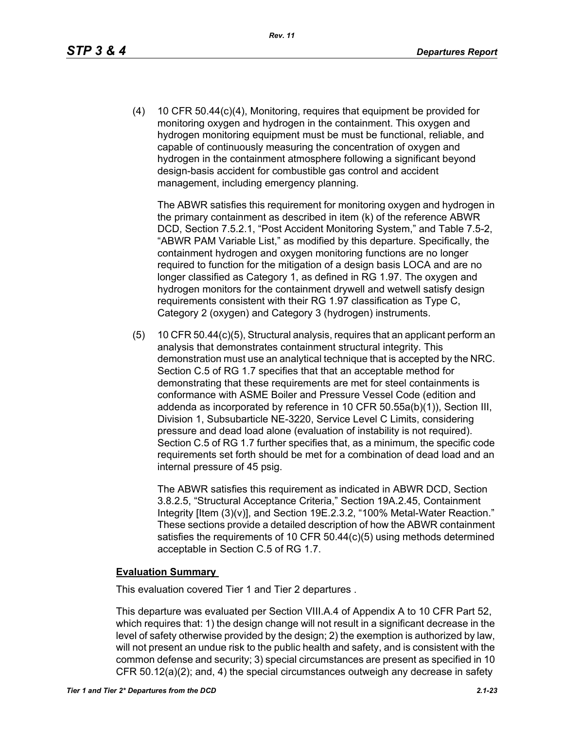(4) 10 CFR 50.44(c)(4), Monitoring, requires that equipment be provided for monitoring oxygen and hydrogen in the containment. This oxygen and hydrogen monitoring equipment must be must be functional, reliable, and capable of continuously measuring the concentration of oxygen and hydrogen in the containment atmosphere following a significant beyond design-basis accident for combustible gas control and accident management, including emergency planning.

The ABWR satisfies this requirement for monitoring oxygen and hydrogen in the primary containment as described in item (k) of the reference ABWR DCD, Section 7.5.2.1, "Post Accident Monitoring System," and Table 7.5-2, "ABWR PAM Variable List," as modified by this departure. Specifically, the containment hydrogen and oxygen monitoring functions are no longer required to function for the mitigation of a design basis LOCA and are no longer classified as Category 1, as defined in RG 1.97. The oxygen and hydrogen monitors for the containment drywell and wetwell satisfy design requirements consistent with their RG 1.97 classification as Type C, Category 2 (oxygen) and Category 3 (hydrogen) instruments.

(5) 10 CFR 50.44(c)(5), Structural analysis, requires that an applicant perform an analysis that demonstrates containment structural integrity. This demonstration must use an analytical technique that is accepted by the NRC. Section C.5 of RG 1.7 specifies that that an acceptable method for demonstrating that these requirements are met for steel containments is conformance with ASME Boiler and Pressure Vessel Code (edition and addenda as incorporated by reference in 10 CFR 50.55a(b)(1)), Section III, Division 1, Subsubarticle NE-3220, Service Level C Limits, considering pressure and dead load alone (evaluation of instability is not required). Section C.5 of RG 1.7 further specifies that, as a minimum, the specific code requirements set forth should be met for a combination of dead load and an internal pressure of 45 psig.

The ABWR satisfies this requirement as indicated in ABWR DCD, Section 3.8.2.5, "Structural Acceptance Criteria," Section 19A.2.45, Containment Integrity [Item (3)(v)], and Section 19E.2.3.2, "100% Metal-Water Reaction." These sections provide a detailed description of how the ABWR containment satisfies the requirements of 10 CFR 50.44(c)(5) using methods determined acceptable in Section C.5 of RG 1.7.

**Evaluation Summary**

This evaluation covered Tier 1 and Tier 2 departures .

This departure was evaluated per Section VIII.A.4 of Appendix A to 10 CFR Part 52, which requires that: 1) the design change will not result in a significant decrease in the level of safety otherwise provided by the design; 2) the exemption is authorized by law, will not present an undue risk to the public health and safety, and is consistent with the common defense and security; 3) special circumstances are present as specified in 10 CFR 50.12(a)(2); and, 4) the special circumstances outweigh any decrease in safety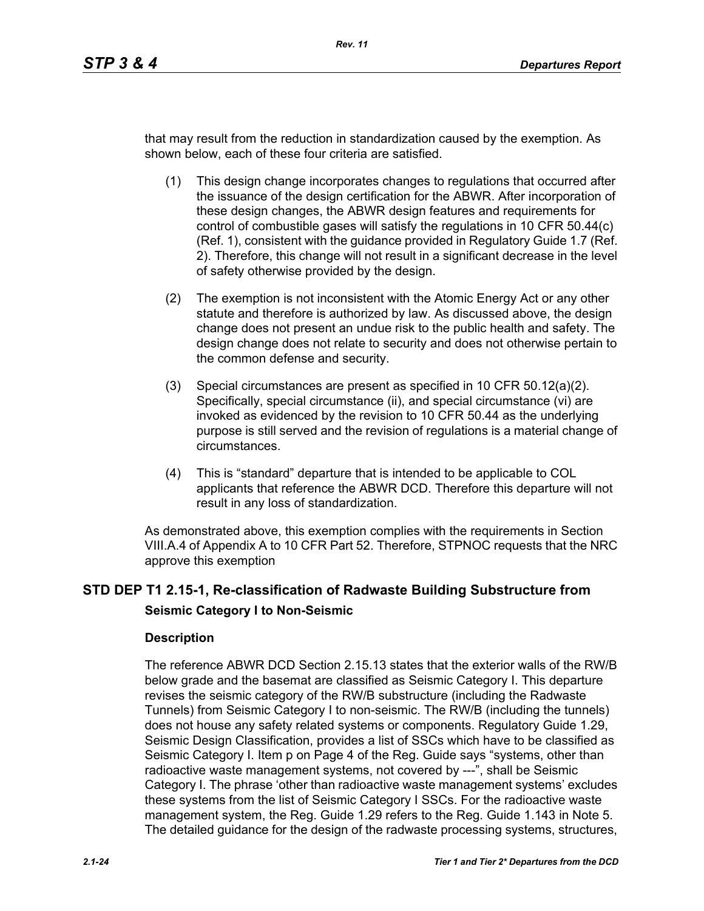that may result from the reduction in standardization caused by the exemption. As shown below, each of these four criteria are satisfied.

(1) This design change incorporates changes to regulations that occurred after the issuance of the design certification for the ABWR. After incorporation of these design changes, the ABWR design features and requirements for control of combustible gases will satisfy the regulations in 10 CFR 50.44(c) (Ref. 1), consistent with the guidance provided in Regulatory Guide 1.7 (Ref. 2). Therefore, this change will not result in a significant decrease in the level of safety otherwise provided by the design.

(2) The exemption is not inconsistent with the Atomic Energy Act or any other statute and therefore is authorized by law. As discussed above, the design change does not present an undue risk to the public health and safety. The design change does not relate to security and does not otherwise pertain to the common defense and security.

(3) Special circumstances are present as specified in 10 CFR 50.12(a)(2). Specifically, special circumstance (ii), and special circumstance (vi) are invoked as evidenced by the revision to 10 CFR 50.44 as the underlying purpose is still served and the revision of regulations is a material change of circumstances.

(4) This is “standard” departure that is intended to be applicable to COL applicants that reference the ABWR DCD. Therefore this departure will not result in any loss of standardization.

As demonstrated above, this exemption complies with the requirements in Section VIII.A.4 of Appendix A to 10 CFR Part 52. Therefore, STPNOC requests that the NRC approve this exemption

## STD DEP T1 2.15-1, Re-classification of Radwaste Building Substructure from Seismic Category I to Non-Seismic

### Description

The reference ABWR DCD Section 2.15.13 states that the exterior walls of the RW/B below grade and the basemat are classified as Seismic Category I. This departure revises the seismic category of the RW/B substructure (including the Radwaste Tunnels) from Seismic Category I to non-seismic. The RW/B (including the tunnels) does not house any safety related systems or components. Regulatory Guide 1.29, Seismic Design Classification, provides a list of SSCs which have to be classified as Seismic Category I. Item p on Page 4 of the Reg. Guide says “systems, other than radioactive waste management systems, not covered by ---”, shall be Seismic Category I. The phrase ‘other than radioactive waste management systems’ excludes these systems from the list of Seismic Category I SSCs. For the radioactive waste management system, the Reg. Guide 1.29 refers to the Reg. Guide 1.143 in Note 5. The detailed guidance for the design of the radwaste processing systems, structures,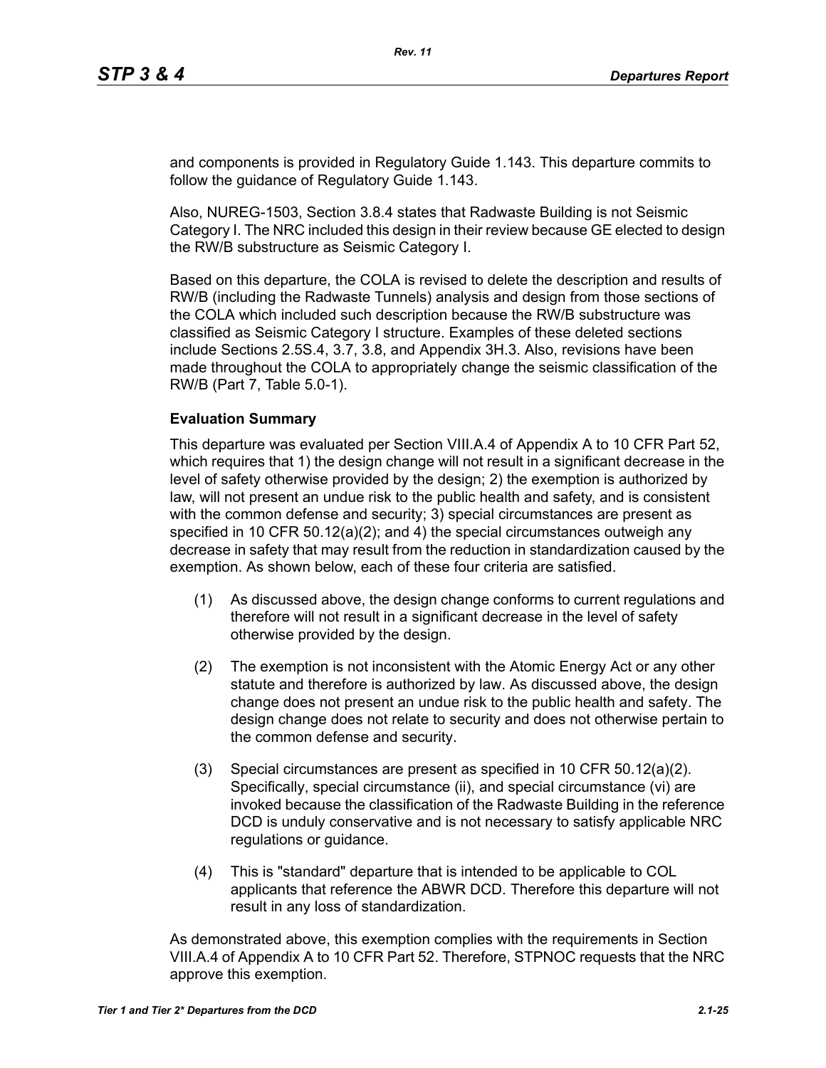and components is provided in Regulatory Guide 1.143. This departure commits to follow the guidance of Regulatory Guide 1.143.

Also, NUREG-1503, Section 3.8.4 states that Radwaste Building is not Seismic Category I. The NRC included this design in their review because GE elected to design the RW/B substructure as Seismic Category I.

Based on this departure, the COLA is revised to delete the description and results of RW/B (including the Radwaste Tunnels) analysis and design from those sections of the COLA which included such description because the RW/B substructure was classified as Seismic Category I structure. Examples of these deleted sections include Sections 2.5S.4, 3.7, 3.8, and Appendix 3H.3. Also, revisions have been made throughout the COLA to appropriately change the seismic classification of the RW/B (Part 7, Table 5.0-1).

**Evaluation Summary**

This departure was evaluated per Section VIII.A.4 of Appendix A to 10 CFR Part 52, which requires that 1) the design change will not result in a significant decrease in the level of safety otherwise provided by the design; 2) the exemption is authorized by law, will not present an undue risk to the public health and safety, and is consistent with the common defense and security; 3) special circumstances are present as specified in 10 CFR 50.12(a)(2); and 4) the special circumstances outweigh any decrease in safety that may result from the reduction in standardization caused by the exemption. As shown below, each of these four criteria are satisfied.

(1) As discussed above, the design change conforms to current regulations and therefore will not result in a significant decrease in the level of safety otherwise provided by the design.

(2) The exemption is not inconsistent with the Atomic Energy Act or any other statute and therefore is authorized by law. As discussed above, the design change does not present an undue risk to the public health and safety. The design change does not relate to security and does not otherwise pertain to the common defense and security.

(3) Special circumstances are present as specified in 10 CFR 50.12(a)(2). Specifically, special circumstance (ii), and special circumstance (vi) are invoked because the classification of the Radwaste Building in the reference DCD is unduly conservative and is not necessary to satisfy applicable NRC regulations or guidance.

(4) This is "standard" departure that is intended to be applicable to COL applicants that reference the ABWR DCD. Therefore this departure will not result in any loss of standardization.

As demonstrated above, this exemption complies with the requirements in Section VIII.A.4 of Appendix A to 10 CFR Part 52. Therefore, STPNOC requests that the NRC approve this exemption.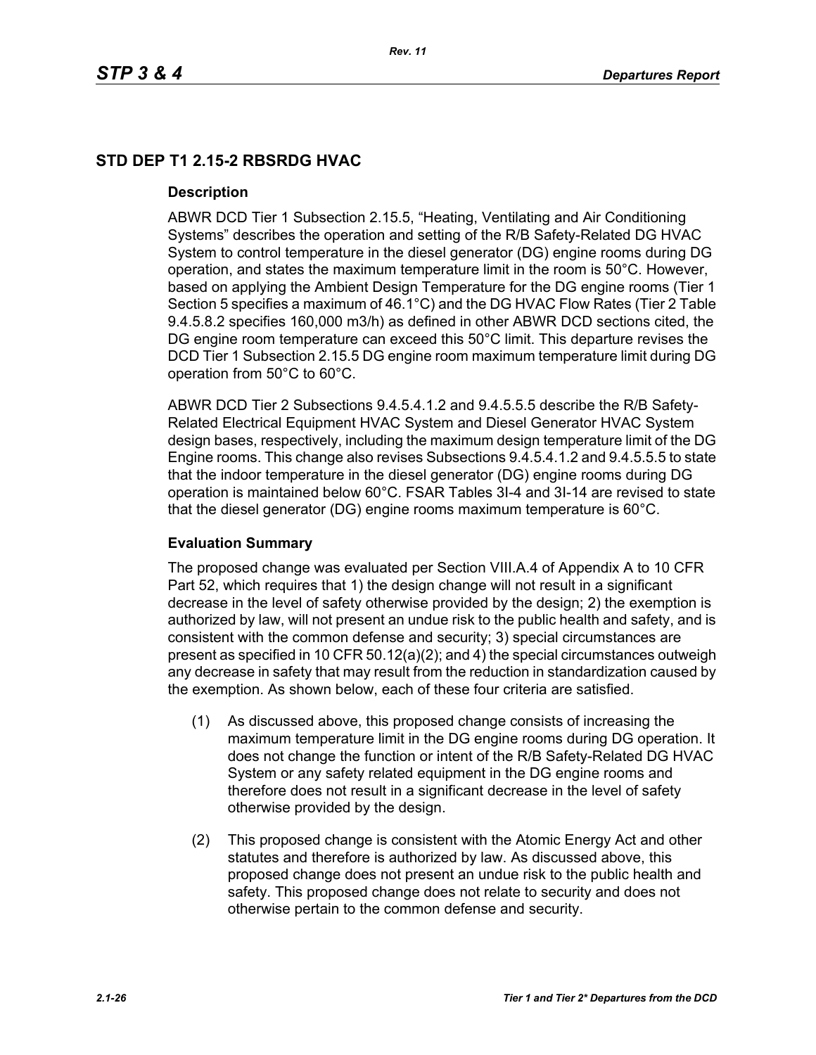## STD DEP T1 2.15-2 RBSRDG HVAC

### Description

ABWR DCD Tier 1 Subsection 2.15.5, “Heating, Ventilating and Air Conditioning Systems” describes the operation and setting of the R/B Safety-Related DG HVAC System to control temperature in the diesel generator (DG) engine rooms during DG operation, and states the maximum temperature limit in the room is 50°C. However, based on applying the Ambient Design Temperature for the DG engine rooms (Tier 1 Section 5 specifies a maximum of 46.1°C) and the DG HVAC Flow Rates (Tier 2 Table 9.4.5.8.2 specifies 160,000 m3/h) as defined in other ABWR DCD sections cited, the DG engine room temperature can exceed this 50°C limit. This departure revises the DCD Tier 1 Subsection 2.15.5 DG engine room maximum temperature limit during DG operation from 50°C to 60°C.

ABWR DCD Tier 2 Subsections 9.4.5.4.1.2 and 9.4.5.5.5 describe the R/B Safety-Related Electrical Equipment HVAC System and Diesel Generator HVAC System design bases, respectively, including the maximum design temperature limit of the DG Engine rooms. This change also revises Subsections 9.4.5.4.1.2 and 9.4.5.5.5 to state that the indoor temperature in the diesel generator (DG) engine rooms during DG operation is maintained below 60°C. FSAR Tables 3I-4 and 3I-14 are revised to state that the diesel generator (DG) engine rooms maximum temperature is 60°C.

### Evaluation Summary

The proposed change was evaluated per Section VIII.A.4 of Appendix A to 10 CFR Part 52, which requires that 1) the design change will not result in a significant decrease in the level of safety otherwise provided by the design; 2) the exemption is authorized by law, will not present an undue risk to the public health and safety, and is consistent with the common defense and security; 3) special circumstances are present as specified in 10 CFR 50.12(a)(2); and 4) the special circumstances outweigh any decrease in safety that may result from the reduction in standardization caused by the exemption. As shown below, each of these four criteria are satisfied.

(1) As discussed above, this proposed change consists of increasing the maximum temperature limit in the DG engine rooms during DG operation. It does not change the function or intent of the R/B Safety-Related DG HVAC System or any safety related equipment in the DG engine rooms and therefore does not result in a significant decrease in the level of safety otherwise provided by the design.

(2) This proposed change is consistent with the Atomic Energy Act and other statutes and therefore is authorized by law. As discussed above, this proposed change does not present an undue risk to the public health and safety. This proposed change does not relate to security and does not otherwise pertain to the common defense and security.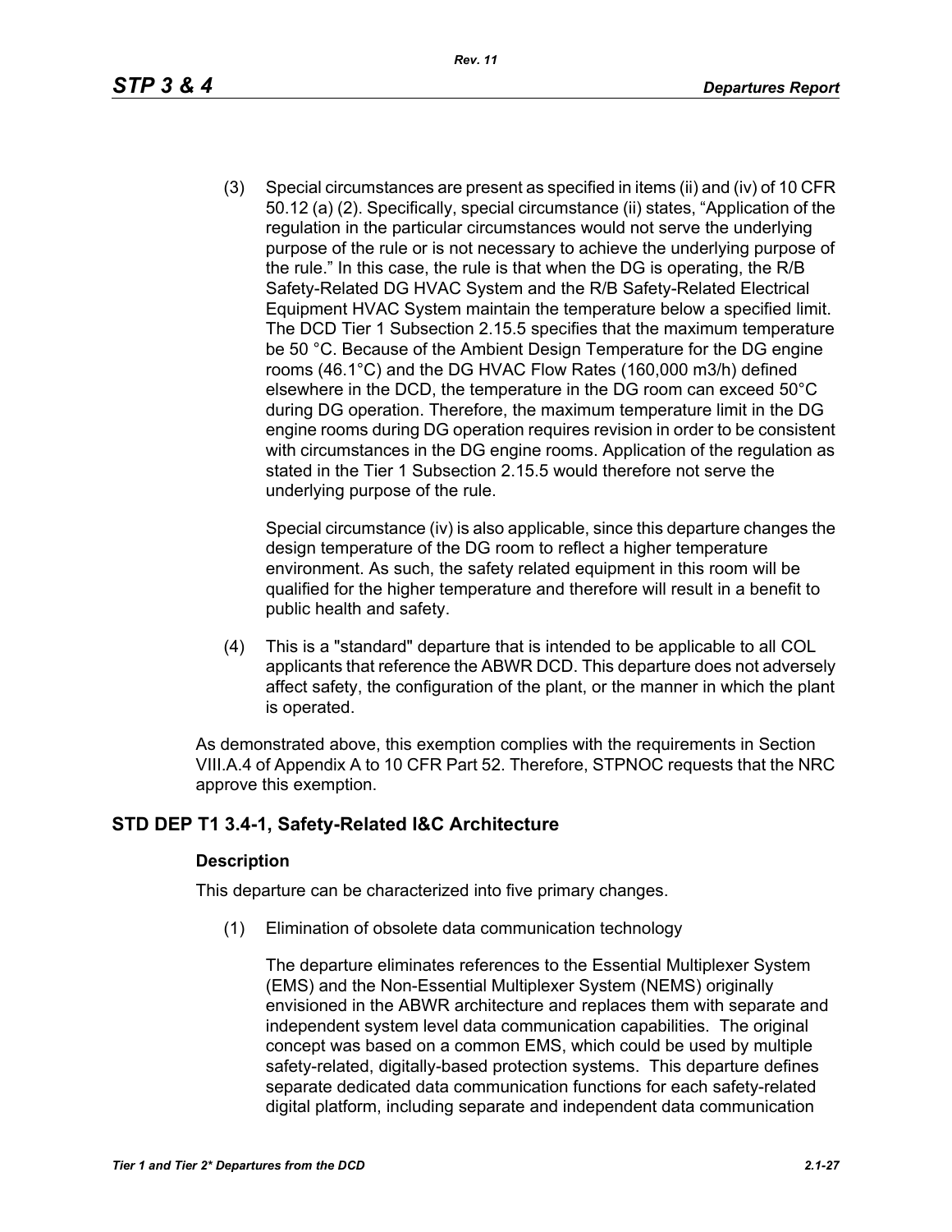(3) Special circumstances are present as specified in items (ii) and (iv) of 10 CFR 50.12 (a) (2). Specifically, special circumstance (ii) states, “Application of the regulation in the particular circumstances would not serve the underlying purpose of the rule or is not necessary to achieve the underlying purpose of the rule.” In this case, the rule is that when the DG is operating, the R/B Safety-Related DG HVAC System and the R/B Safety-Related Electrical Equipment HVAC System maintain the temperature below a specified limit. The DCD Tier 1 Subsection 2.15.5 specifies that the maximum temperature be 50 °C. Because of the Ambient Design Temperature for the DG engine rooms (46.1°C) and the DG HVAC Flow Rates (160,000 m3/h) defined elsewhere in the DCD, the temperature in the DG room can exceed 50°C during DG operation. Therefore, the maximum temperature limit in the DG engine rooms during DG operation requires revision in order to be consistent with circumstances in the DG engine rooms. Application of the regulation as stated in the Tier 1 Subsection 2.15.5 would therefore not serve the underlying purpose of the rule.

    Special circumstance (iv) is also applicable, since this departure changes the design temperature of the DG room to reflect a higher temperature environment. As such, the safety related equipment in this room will be qualified for the higher temperature and therefore will result in a benefit to public health and safety.

(4) This is a "standard" departure that is intended to be applicable to all COL applicants that reference the ABWR DCD. This departure does not adversely affect safety, the configuration of the plant, or the manner in which the plant is operated.

As demonstrated above, this exemption complies with the requirements in Section VIII.A.4 of Appendix A to 10 CFR Part 52. Therefore, STPNOC requests that the NRC approve this exemption.

## STD DEP T1 3.4-1, Safety-Related I&C Architecture

### Description

This departure can be characterized into five primary changes.

(1) Elimination of obsolete data communication technology

    The departure eliminates references to the Essential Multiplexer System (EMS) and the Non-Essential Multiplexer System (NEMS) originally envisioned in the ABWR architecture and replaces them with separate and independent system level data communication capabilities. The original concept was based on a common EMS, which could be used by multiple safety-related, digitally-based protection systems. This departure defines separate dedicated data communication functions for each safety-related digital platform, including separate and independent data communication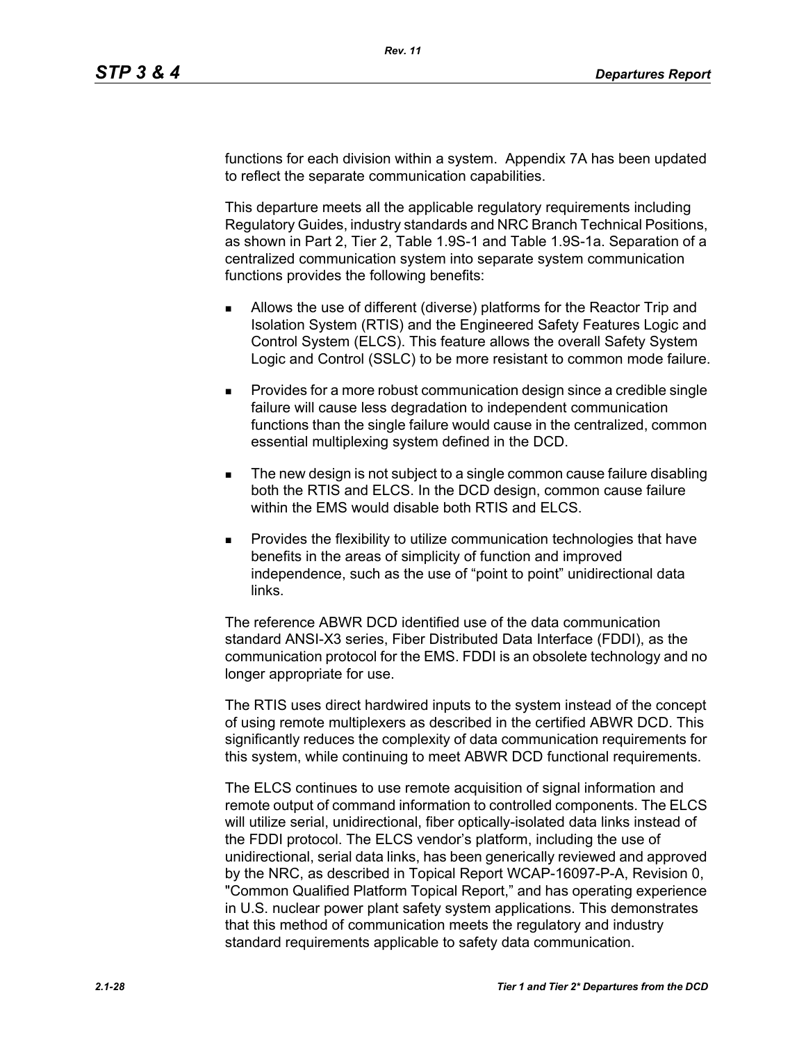functions for each division within a system. Appendix 7A has been updated to reflect the separate communication capabilities.

This departure meets all the applicable regulatory requirements including Regulatory Guides, industry standards and NRC Branch Technical Positions, as shown in Part 2, Tier 2, Table 1.9S-1 and Table 1.9S-1a. Separation of a centralized communication system into separate system communication functions provides the following benefits:

- Allows the use of different (diverse) platforms for the Reactor Trip and Isolation System (RTIS) and the Engineered Safety Features Logic and Control System (ELCS). This feature allows the overall Safety System Logic and Control (SSLC) to be more resistant to common mode failure.
- Provides for a more robust communication design since a credible single failure will cause less degradation to independent communication functions than the single failure would cause in the centralized, common essential multiplexing system defined in the DCD.
- The new design is not subject to a single common cause failure disabling both the RTIS and ELCS. In the DCD design, common cause failure within the EMS would disable both RTIS and ELCS.
- Provides the flexibility to utilize communication technologies that have benefits in the areas of simplicity of function and improved independence, such as the use of "point to point" unidirectional data links.

The reference ABWR DCD identified use of the data communication standard ANSI-X3 series, Fiber Distributed Data Interface (FDDI), as the communication protocol for the EMS. FDDI is an obsolete technology and no longer appropriate for use.

The RTIS uses direct hardwired inputs to the system instead of the concept of using remote multiplexers as described in the certified ABWR DCD. This significantly reduces the complexity of data communication requirements for this system, while continuing to meet ABWR DCD functional requirements.

The ELCS continues to use remote acquisition of signal information and remote output of command information to controlled components. The ELCS will utilize serial, unidirectional, fiber optically-isolated data links instead of the FDDI protocol. The ELCS vendor's platform, including the use of unidirectional, serial data links, has been generically reviewed and approved by the NRC, as described in Topical Report WCAP-16097-P-A, Revision 0, "Common Qualified Platform Topical Report," and has operating experience in U.S. nuclear power plant safety system applications. This demonstrates that this method of communication meets the regulatory and industry standard requirements applicable to safety data communication.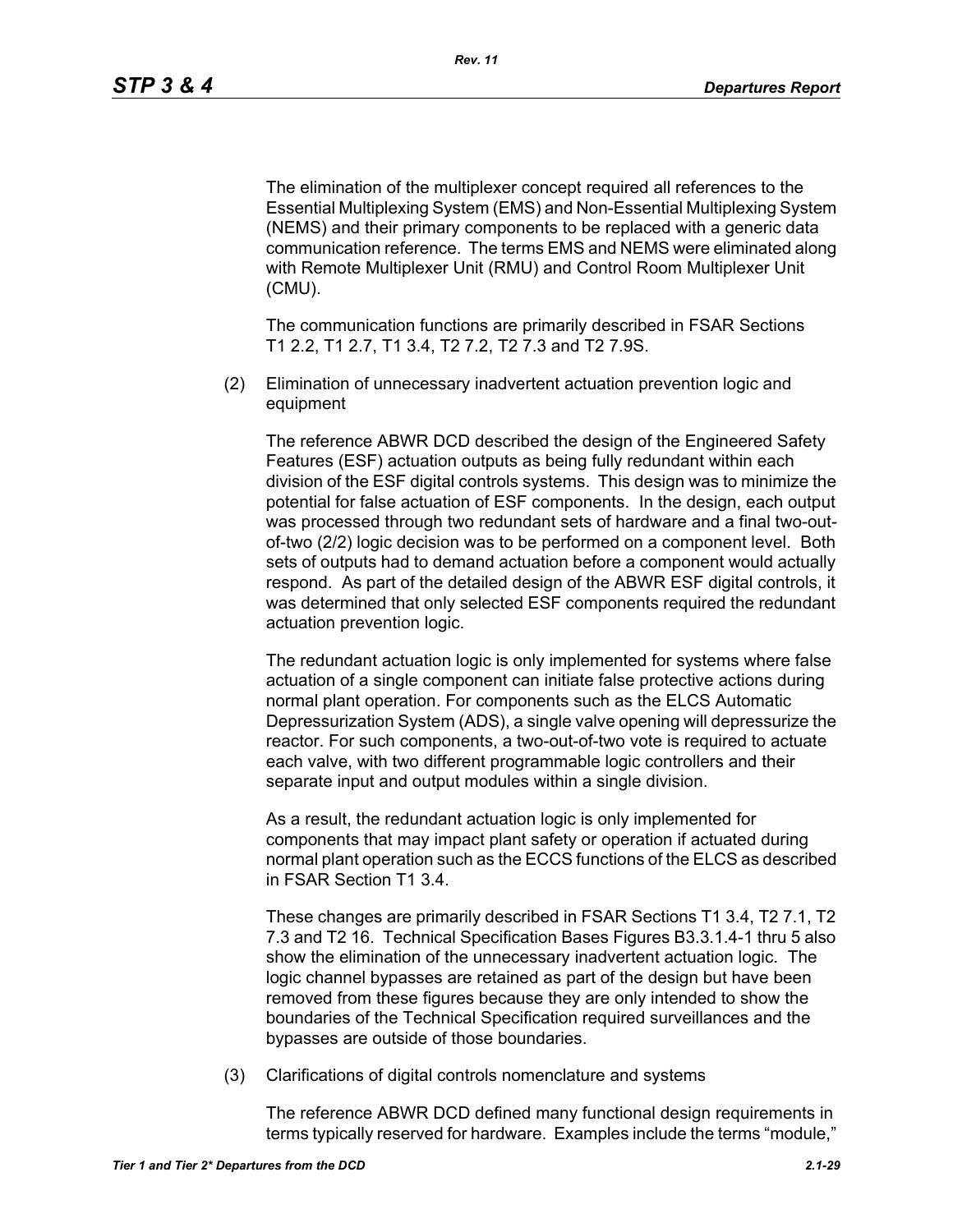The elimination of the multiplexer concept required all references to the Essential Multiplexing System (EMS) and Non-Essential Multiplexing System (NEMS) and their primary components to be replaced with a generic data communication reference. The terms EMS and NEMS were eliminated along with Remote Multiplexer Unit (RMU) and Control Room Multiplexer Unit (CMU).

The communication functions are primarily described in FSAR Sections T1 2.2, T1 2.7, T1 3.4, T2 7.2, T2 7.3 and T2 7.9S.

(2) Elimination of unnecessary inadvertent actuation prevention logic and equipment

The reference ABWR DCD described the design of the Engineered Safety Features (ESF) actuation outputs as being fully redundant within each division of the ESF digital controls systems. This design was to minimize the potential for false actuation of ESF components. In the design, each output was processed through two redundant sets of hardware and a final two-out-of-two (2/2) logic decision was to be performed on a component level. Both sets of outputs had to demand actuation before a component would actually respond. As part of the detailed design of the ABWR ESF digital controls, it was determined that only selected ESF components required the redundant actuation prevention logic.

The redundant actuation logic is only implemented for systems where false actuation of a single component can initiate false protective actions during normal plant operation. For components such as the ELCS Automatic Depressurization System (ADS), a single valve opening will depressurize the reactor. For such components, a two-out-of-two vote is required to actuate each valve, with two different programmable logic controllers and their separate input and output modules within a single division.

As a result, the redundant actuation logic is only implemented for components that may impact plant safety or operation if actuated during normal plant operation such as the ECCS functions of the ELCS as described in FSAR Section T1 3.4.

These changes are primarily described in FSAR Sections T1 3.4, T2 7.1, T2 7.3 and T2 16. Technical Specification Bases Figures B3.3.1.4-1 thru 5 also show the elimination of the unnecessary inadvertent actuation logic. The logic channel bypasses are retained as part of the design but have been removed from these figures because they are only intended to show the boundaries of the Technical Specification required surveillances and the bypasses are outside of those boundaries.

(3) Clarifications of digital controls nomenclature and systems

The reference ABWR DCD defined many functional design requirements in terms typically reserved for hardware. Examples include the terms "module,"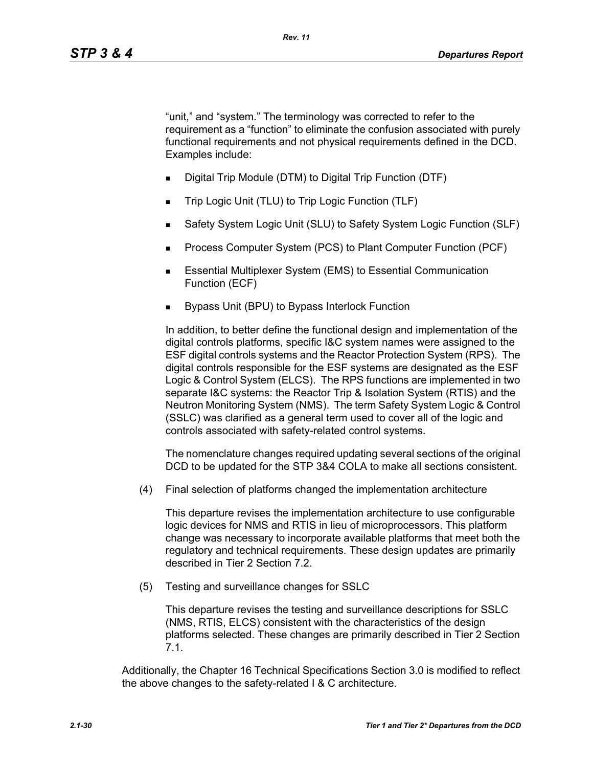"unit," and "system." The terminology was corrected to refer to the requirement as a "function" to eliminate the confusion associated with purely functional requirements and not physical requirements defined in the DCD. Examples include:

- Digital Trip Module (DTM) to Digital Trip Function (DTF)
- Trip Logic Unit (TLU) to Trip Logic Function (TLF)
- Safety System Logic Unit (SLU) to Safety System Logic Function (SLF)
- Process Computer System (PCS) to Plant Computer Function (PCF)
- Essential Multiplexer System (EMS) to Essential Communication Function (ECF)
- Bypass Unit (BPU) to Bypass Interlock Function

In addition, to better define the functional design and implementation of the digital controls platforms, specific I&C system names were assigned to the ESF digital controls systems and the Reactor Protection System (RPS). The digital controls responsible for the ESF systems are designated as the ESF Logic & Control System (ELCS). The RPS functions are implemented in two separate I&C systems: the Reactor Trip & Isolation System (RTIS) and the Neutron Monitoring System (NMS). The term Safety System Logic & Control (SSLC) was clarified as a general term used to cover all of the logic and controls associated with safety-related control systems.

The nomenclature changes required updating several sections of the original DCD to be updated for the STP 3&4 COLA to make all sections consistent.

(4) Final selection of platforms changed the implementation architecture

This departure revises the implementation architecture to use configurable logic devices for NMS and RTIS in lieu of microprocessors. This platform change was necessary to incorporate available platforms that meet both the regulatory and technical requirements. These design updates are primarily described in Tier 2 Section 7.2.

(5) Testing and surveillance changes for SSLC

This departure revises the testing and surveillance descriptions for SSLC (NMS, RTIS, ELCS) consistent with the characteristics of the design platforms selected. These changes are primarily described in Tier 2 Section 7.1.

Additionally, the Chapter 16 Technical Specifications Section 3.0 is modified to reflect the above changes to the safety-related I & C architecture.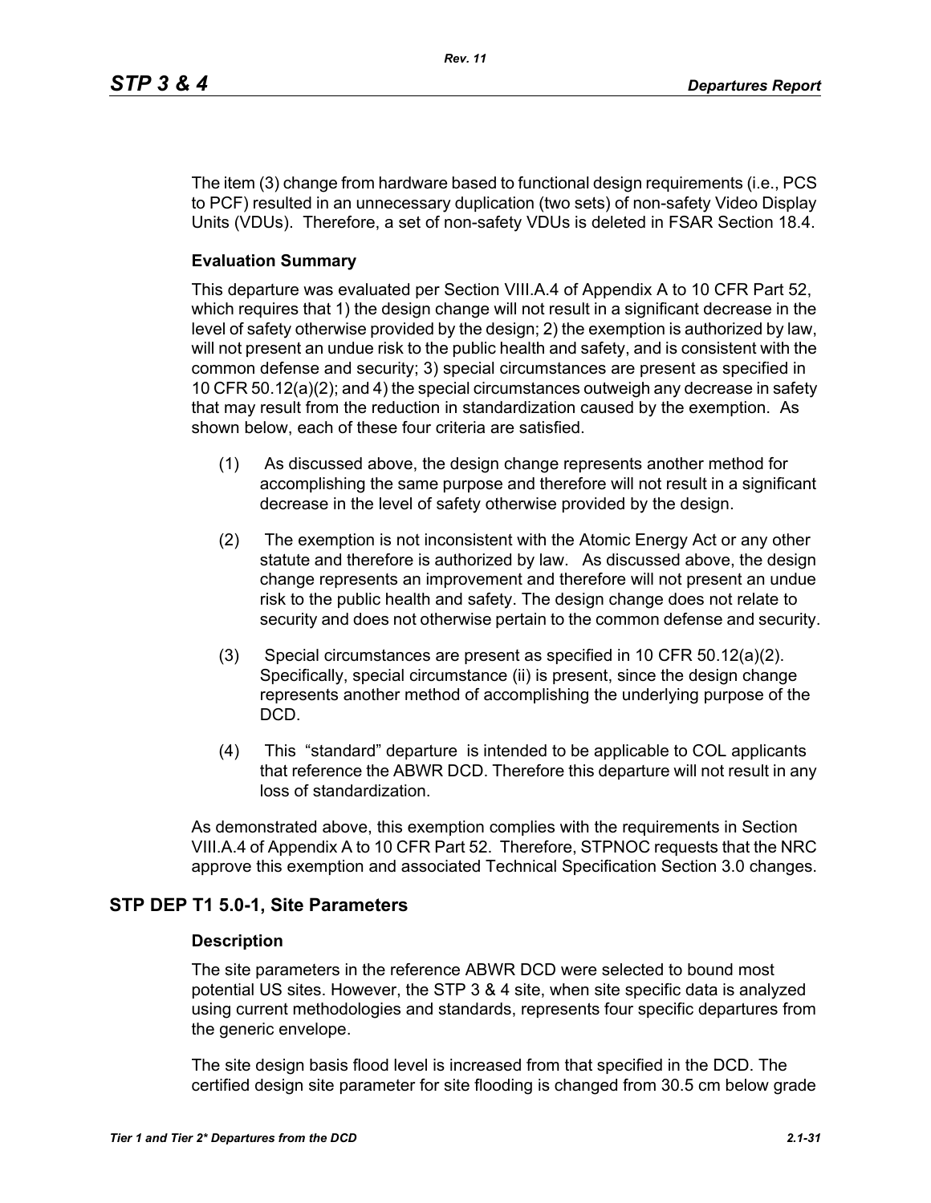The item (3) change from hardware based to functional design requirements (i.e., PCS to PCF) resulted in an unnecessary duplication (two sets) of non-safety Video Display Units (VDUs). Therefore, a set of non-safety VDUs is deleted in FSAR Section 18.4.

### Evaluation Summary

This departure was evaluated per Section VIII.A.4 of Appendix A to 10 CFR Part 52, which requires that 1) the design change will not result in a significant decrease in the level of safety otherwise provided by the design; 2) the exemption is authorized by law, will not present an undue risk to the public health and safety, and is consistent with the common defense and security; 3) special circumstances are present as specified in 10 CFR 50.12(a)(2); and 4) the special circumstances outweigh any decrease in safety that may result from the reduction in standardization caused by the exemption. As shown below, each of these four criteria are satisfied.

(1) As discussed above, the design change represents another method for accomplishing the same purpose and therefore will not result in a significant decrease in the level of safety otherwise provided by the design.

(2) The exemption is not inconsistent with the Atomic Energy Act or any other statute and therefore is authorized by law. As discussed above, the design change represents an improvement and therefore will not present an undue risk to the public health and safety. The design change does not relate to security and does not otherwise pertain to the common defense and security.

(3) Special circumstances are present as specified in 10 CFR 50.12(a)(2). Specifically, special circumstance (ii) is present, since the design change represents another method of accomplishing the underlying purpose of the DCD.

(4) This "standard" departure is intended to be applicable to COL applicants that reference the ABWR DCD. Therefore this departure will not result in any loss of standardization.

As demonstrated above, this exemption complies with the requirements in Section VIII.A.4 of Appendix A to 10 CFR Part 52. Therefore, STPNOC requests that the NRC approve this exemption and associated Technical Specification Section 3.0 changes.

## STP DEP T1 5.0-1, Site Parameters

### Description

The site parameters in the reference ABWR DCD were selected to bound most potential US sites. However, the STP 3 & 4 site, when site specific data is analyzed using current methodologies and standards, represents four specific departures from the generic envelope.

The site design basis flood level is increased from that specified in the DCD. The certified design site parameter for site flooding is changed from 30.5 cm below grade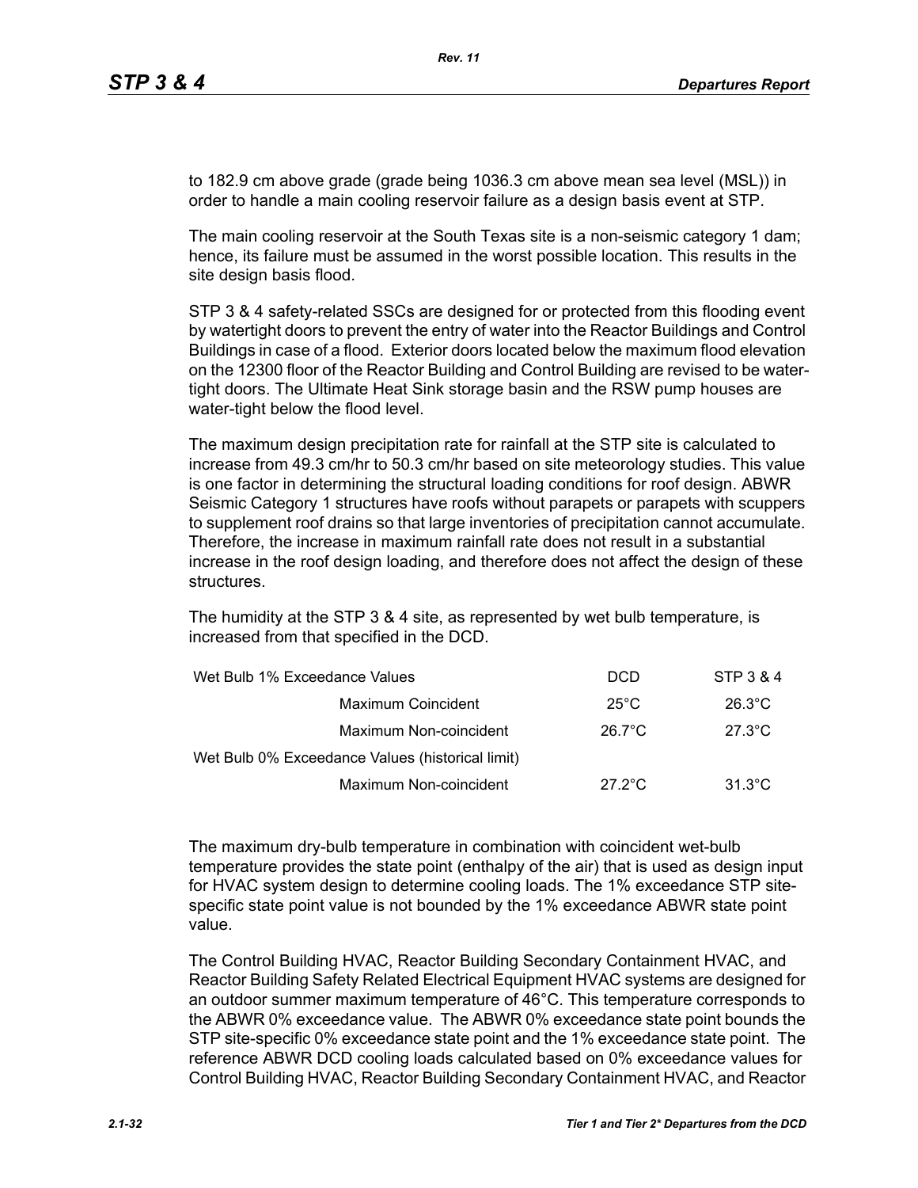to 182.9 cm above grade (grade being 1036.3 cm above mean sea level (MSL)) in order to handle a main cooling reservoir failure as a design basis event at STP.

The main cooling reservoir at the South Texas site is a non-seismic category 1 dam; hence, its failure must be assumed in the worst possible location. This results in the site design basis flood.

STP 3 & 4 safety-related SSCs are designed for or protected from this flooding event by watertight doors to prevent the entry of water into the Reactor Buildings and Control Buildings in case of a flood. Exterior doors located below the maximum flood elevation on the 12300 floor of the Reactor Building and Control Building are revised to be water-tight doors. The Ultimate Heat Sink storage basin and the RSW pump houses are water-tight below the flood level.

The maximum design precipitation rate for rainfall at the STP site is calculated to increase from 49.3 cm/hr to 50.3 cm/hr based on site meteorology studies. This value is one factor in determining the structural loading conditions for roof design. ABWR Seismic Category 1 structures have roofs without parapets or parapets with scuppers to supplement roof drains so that large inventories of precipitation cannot accumulate. Therefore, the increase in maximum rainfall rate does not result in a substantial increase in the roof design loading, and therefore does not affect the design of these structures.

The humidity at the STP 3 & 4 site, as represented by wet bulb temperature, is increased from that specified in the DCD.

| Wet Bulb 1% Exceedance Values | | DCD | STP 3 & 4 |
|---|---|---|---|
| | Maximum Coincident | 25°C | 26.3°C |
| | Maximum Non-coincident | 26.7°C | 27.3°C |
| Wet Bulb 0% Exceedance Values (historical limit) | | | |
| | Maximum Non-coincident | 27.2°C | 31.3°C |

The maximum dry-bulb temperature in combination with coincident wet-bulb temperature provides the state point (enthalpy of the air) that is used as design input for HVAC system design to determine cooling loads. The 1% exceedance STP site-specific state point value is not bounded by the 1% exceedance ABWR state point value.

The Control Building HVAC, Reactor Building Secondary Containment HVAC, and Reactor Building Safety Related Electrical Equipment HVAC systems are designed for an outdoor summer maximum temperature of 46°C. This temperature corresponds to the ABWR 0% exceedance value. The ABWR 0% exceedance state point bounds the STP site-specific 0% exceedance state point and the 1% exceedance state point. The reference ABWR DCD cooling loads calculated based on 0% exceedance values for Control Building HVAC, Reactor Building Secondary Containment HVAC, and Reactor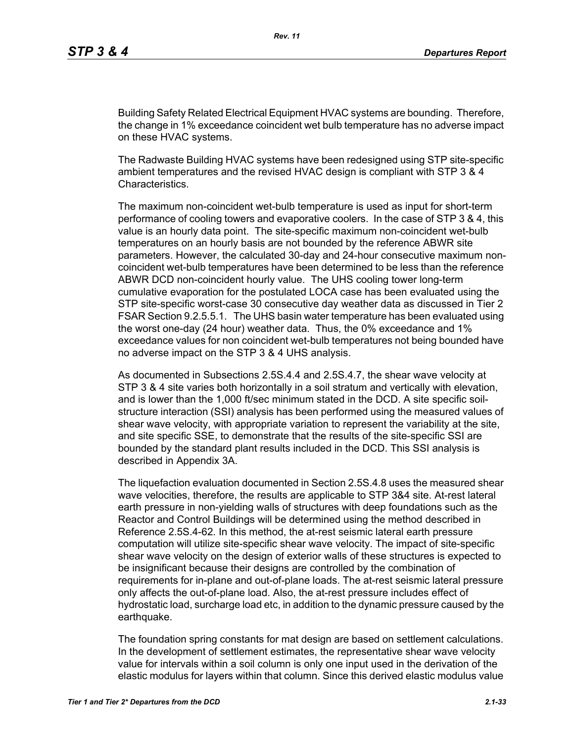Building Safety Related Electrical Equipment HVAC systems are bounding. Therefore, the change in 1% exceedance coincident wet bulb temperature has no adverse impact on these HVAC systems.

The Radwaste Building HVAC systems have been redesigned using STP site-specific ambient temperatures and the revised HVAC design is compliant with STP 3 & 4 Characteristics.

The maximum non-coincident wet-bulb temperature is used as input for short-term performance of cooling towers and evaporative coolers. In the case of STP 3 & 4, this value is an hourly data point. The site-specific maximum non-coincident wet-bulb temperatures on an hourly basis are not bounded by the reference ABWR site parameters. However, the calculated 30-day and 24-hour consecutive maximum non-coincident wet-bulb temperatures have been determined to be less than the reference ABWR DCD non-coincident hourly value. The UHS cooling tower long-term cumulative evaporation for the postulated LOCA case has been evaluated using the STP site-specific worst-case 30 consecutive day weather data as discussed in Tier 2 FSAR Section 9.2.5.5.1. The UHS basin water temperature has been evaluated using the worst one-day (24 hour) weather data. Thus, the 0% exceedance and 1% exceedance values for non coincident wet-bulb temperatures not being bounded have no adverse impact on the STP 3 & 4 UHS analysis.

As documented in Subsections 2.5S.4.4 and 2.5S.4.7, the shear wave velocity at STP 3 & 4 site varies both horizontally in a soil stratum and vertically with elevation, and is lower than the 1,000 ft/sec minimum stated in the DCD. A site specific soil-structure interaction (SSI) analysis has been performed using the measured values of shear wave velocity, with appropriate variation to represent the variability at the site, and site specific SSE, to demonstrate that the results of the site-specific SSI are bounded by the standard plant results included in the DCD. This SSI analysis is described in Appendix 3A.

The liquefaction evaluation documented in Section 2.5S.4.8 uses the measured shear wave velocities, therefore, the results are applicable to STP 3&4 site. At-rest lateral earth pressure in non-yielding walls of structures with deep foundations such as the Reactor and Control Buildings will be determined using the method described in Reference 2.5S.4-62. In this method, the at-rest seismic lateral earth pressure computation will utilize site-specific shear wave velocity. The impact of site-specific shear wave velocity on the design of exterior walls of these structures is expected to be insignificant because their designs are controlled by the combination of requirements for in-plane and out-of-plane loads. The at-rest seismic lateral pressure only affects the out-of-plane load. Also, the at-rest pressure includes effect of hydrostatic load, surcharge load etc, in addition to the dynamic pressure caused by the earthquake.

The foundation spring constants for mat design are based on settlement calculations. In the development of settlement estimates, the representative shear wave velocity value for intervals within a soil column is only one input used in the derivation of the elastic modulus for layers within that column. Since this derived elastic modulus value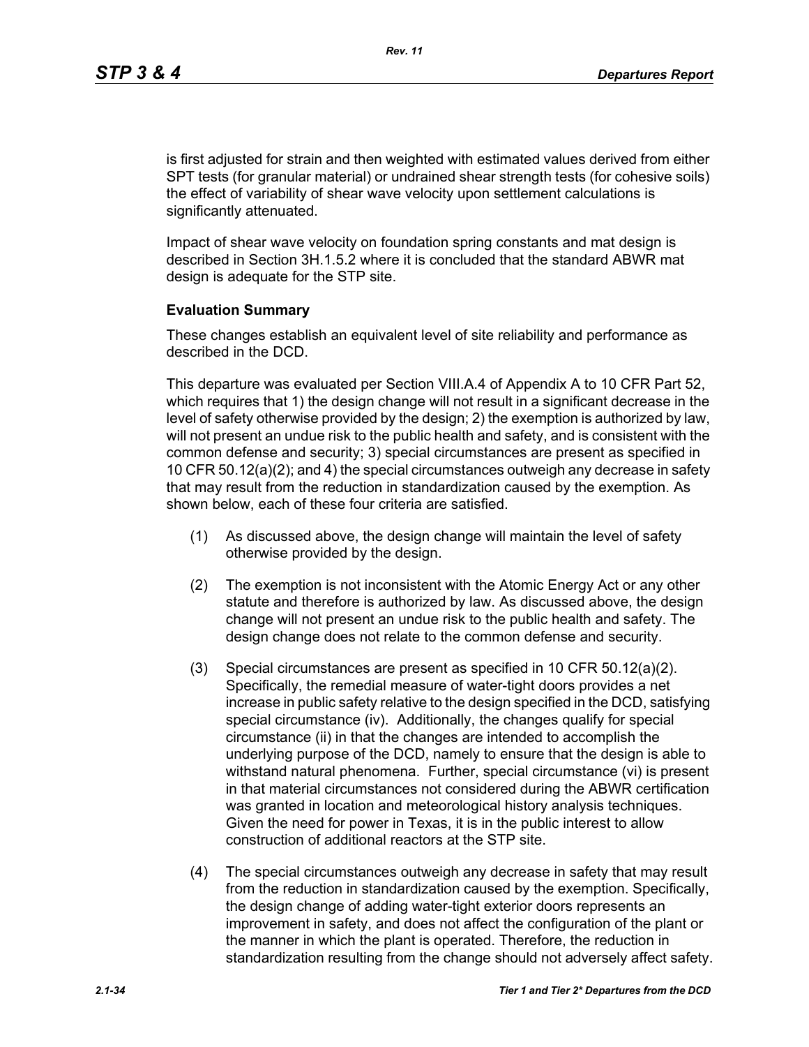is first adjusted for strain and then weighted with estimated values derived from either SPT tests (for granular material) or undrained shear strength tests (for cohesive soils) the effect of variability of shear wave velocity upon settlement calculations is significantly attenuated.

Impact of shear wave velocity on foundation spring constants and mat design is described in Section 3H.1.5.2 where it is concluded that the standard ABWR mat design is adequate for the STP site.

**Evaluation Summary**

These changes establish an equivalent level of site reliability and performance as described in the DCD.

This departure was evaluated per Section VIII.A.4 of Appendix A to 10 CFR Part 52, which requires that 1) the design change will not result in a significant decrease in the level of safety otherwise provided by the design; 2) the exemption is authorized by law, will not present an undue risk to the public health and safety, and is consistent with the common defense and security; 3) special circumstances are present as specified in 10 CFR 50.12(a)(2); and 4) the special circumstances outweigh any decrease in safety that may result from the reduction in standardization caused by the exemption. As shown below, each of these four criteria are satisfied.

(1) As discussed above, the design change will maintain the level of safety otherwise provided by the design.

(2) The exemption is not inconsistent with the Atomic Energy Act or any other statute and therefore is authorized by law. As discussed above, the design change will not present an undue risk to the public health and safety. The design change does not relate to the common defense and security.

(3) Special circumstances are present as specified in 10 CFR 50.12(a)(2). Specifically, the remedial measure of water-tight doors provides a net increase in public safety relative to the design specified in the DCD, satisfying special circumstance (iv). Additionally, the changes qualify for special circumstance (ii) in that the changes are intended to accomplish the underlying purpose of the DCD, namely to ensure that the design is able to withstand natural phenomena. Further, special circumstance (vi) is present in that material circumstances not considered during the ABWR certification was granted in location and meteorological history analysis techniques. Given the need for power in Texas, it is in the public interest to allow construction of additional reactors at the STP site.

(4) The special circumstances outweigh any decrease in safety that may result from the reduction in standardization caused by the exemption. Specifically, the design change of adding water-tight exterior doors represents an improvement in safety, and does not affect the configuration of the plant or the manner in which the plant is operated. Therefore, the reduction in standardization resulting from the change should not adversely affect safety.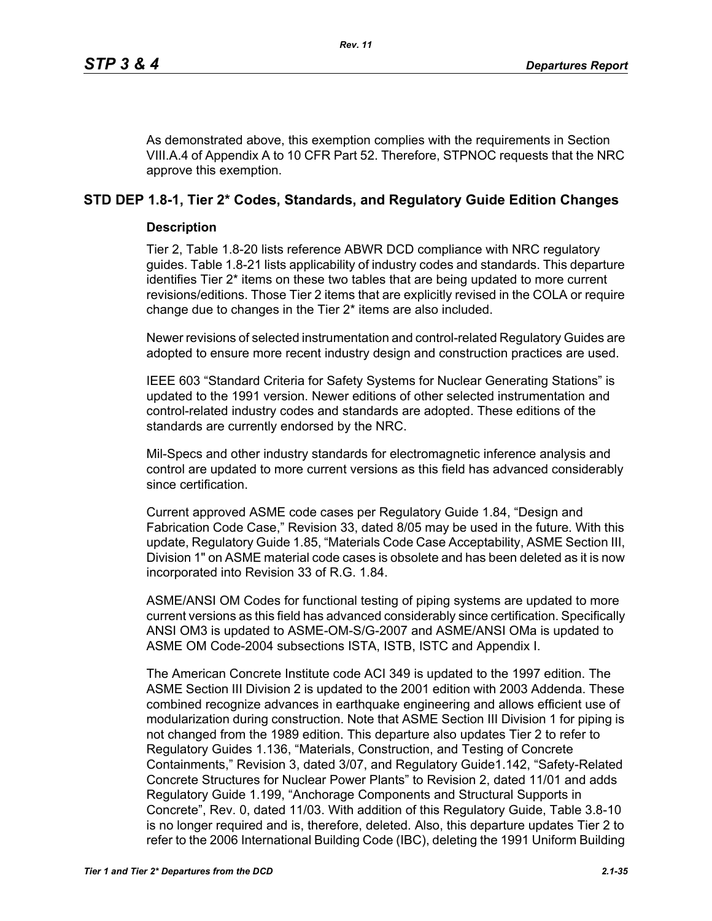As demonstrated above, this exemption complies with the requirements in Section VIII.A.4 of Appendix A to 10 CFR Part 52. Therefore, STPNOC requests that the NRC approve this exemption.

## STD DEP 1.8-1, Tier 2* Codes, Standards, and Regulatory Guide Edition Changes

### Description

Tier 2, Table 1.8-20 lists reference ABWR DCD compliance with NRC regulatory guides. Table 1.8-21 lists applicability of industry codes and standards. This departure identifies Tier 2* items on these two tables that are being updated to more current revisions/editions. Those Tier 2 items that are explicitly revised in the COLA or require change due to changes in the Tier 2* items are also included.

Newer revisions of selected instrumentation and control-related Regulatory Guides are adopted to ensure more recent industry design and construction practices are used.

IEEE 603 “Standard Criteria for Safety Systems for Nuclear Generating Stations” is updated to the 1991 version. Newer editions of other selected instrumentation and control-related industry codes and standards are adopted. These editions of the standards are currently endorsed by the NRC.

Mil-Specs and other industry standards for electromagnetic inference analysis and control are updated to more current versions as this field has advanced considerably since certification.

Current approved ASME code cases per Regulatory Guide 1.84, “Design and Fabrication Code Case,” Revision 33, dated 8/05 may be used in the future. With this update, Regulatory Guide 1.85, “Materials Code Case Acceptability, ASME Section III, Division 1" on ASME material code cases is obsolete and has been deleted as it is now incorporated into Revision 33 of R.G. 1.84.

ASME/ANSI OM Codes for functional testing of piping systems are updated to more current versions as this field has advanced considerably since certification. Specifically ANSI OM3 is updated to ASME-OM-S/G-2007 and ASME/ANSI OMa is updated to ASME OM Code-2004 subsections ISTA, ISTB, ISTC and Appendix I.

The American Concrete Institute code ACI 349 is updated to the 1997 edition. The ASME Section III Division 2 is updated to the 2001 edition with 2003 Addenda. These combined recognize advances in earthquake engineering and allows efficient use of modularization during construction. Note that ASME Section III Division 1 for piping is not changed from the 1989 edition. This departure also updates Tier 2 to refer to Regulatory Guides 1.136, “Materials, Construction, and Testing of Concrete Containments,” Revision 3, dated 3/07, and Regulatory Guide1.142, “Safety-Related Concrete Structures for Nuclear Power Plants” to Revision 2, dated 11/01 and adds Regulatory Guide 1.199, “Anchorage Components and Structural Supports in Concrete”, Rev. 0, dated 11/03. With addition of this Regulatory Guide, Table 3.8-10 is no longer required and is, therefore, deleted. Also, this departure updates Tier 2 to refer to the 2006 International Building Code (IBC), deleting the 1991 Uniform Building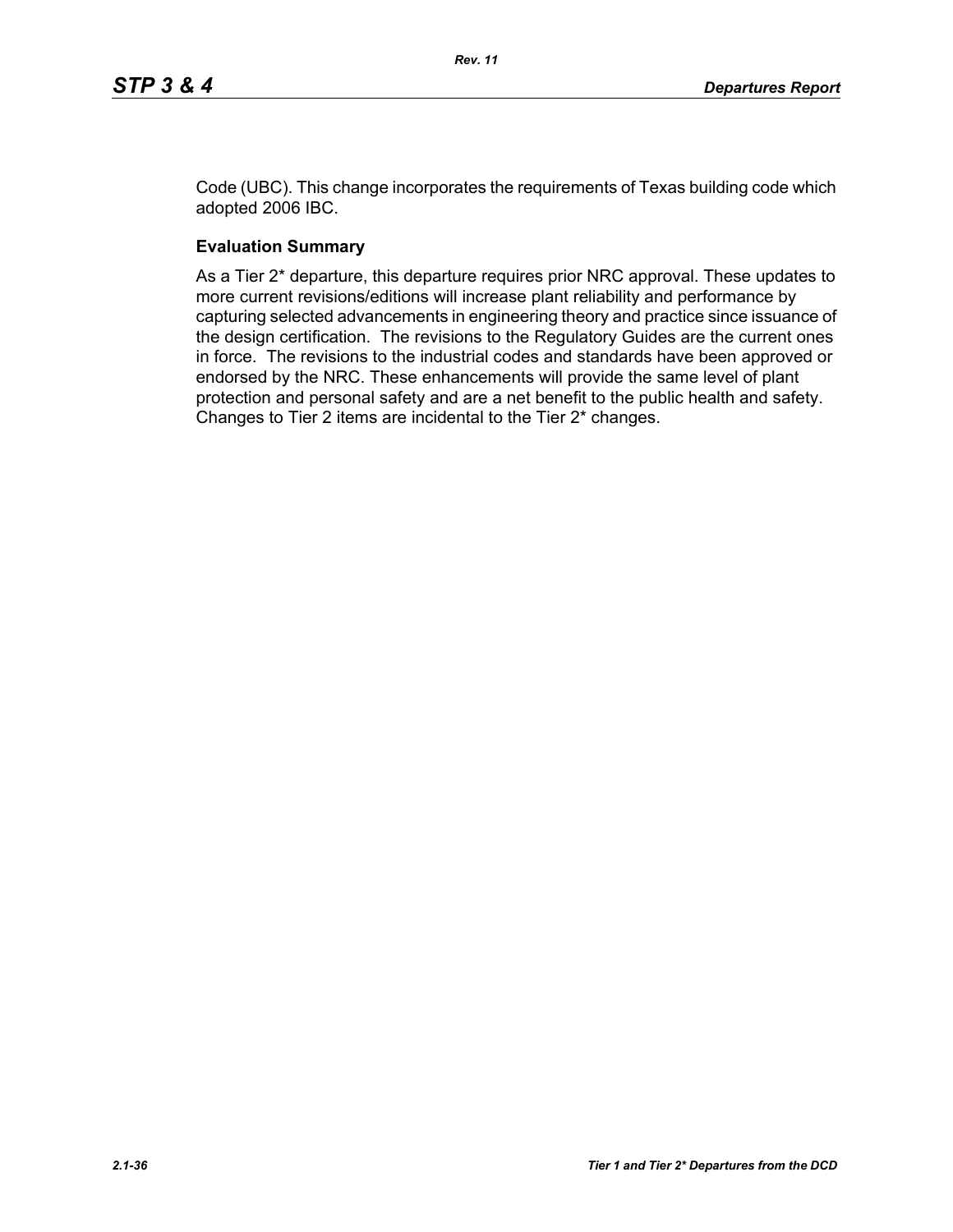Code (UBC). This change incorporates the requirements of Texas building code which adopted 2006 IBC.

### Evaluation Summary

As a Tier 2* departure, this departure requires prior NRC approval. These updates to more current revisions/editions will increase plant reliability and performance by capturing selected advancements in engineering theory and practice since issuance of the design certification. The revisions to the Regulatory Guides are the current ones in force. The revisions to the industrial codes and standards have been approved or endorsed by the NRC. These enhancements will provide the same level of plant protection and personal safety and are a net benefit to the public health and safety. Changes to Tier 2 items are incidental to the Tier 2* changes.